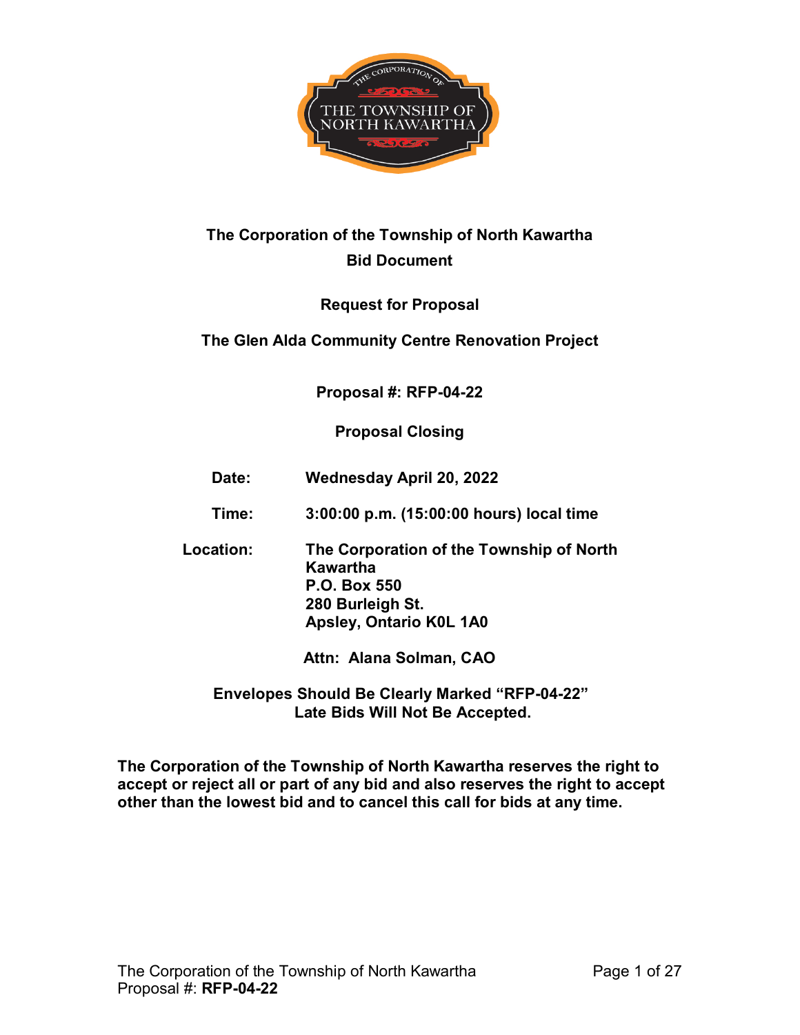**The Corporation of the Township of North Kawartha**
**Bid Document**

**Request for Proposal**

**The Glen Alda Community Centre Renovation Project**

**Proposal #: RFP-04-22**

**Proposal Closing**

| | |
|---|---|
| **Date:** | **Wednesday April 20, 2022** |
| **Time:** | **3:00:00 p.m. (15:00:00 hours) local time** |
| **Location:** | **The Corporation of the Township of North Kawartha**<br>**P.O. Box 550**<br>**280 Burleigh St.**<br>**Apsley, Ontario K0L 1A0** |

**Attn: Alana Solman, CAO**

**Envelopes Should Be Clearly Marked "RFP-04-22"**
**Late Bids Will Not Be Accepted.**

**The Corporation of the Township of North Kawartha reserves the right to accept or reject all or part of any bid and also reserves the right to accept other than the lowest bid and to cancel this call for bids at any time.**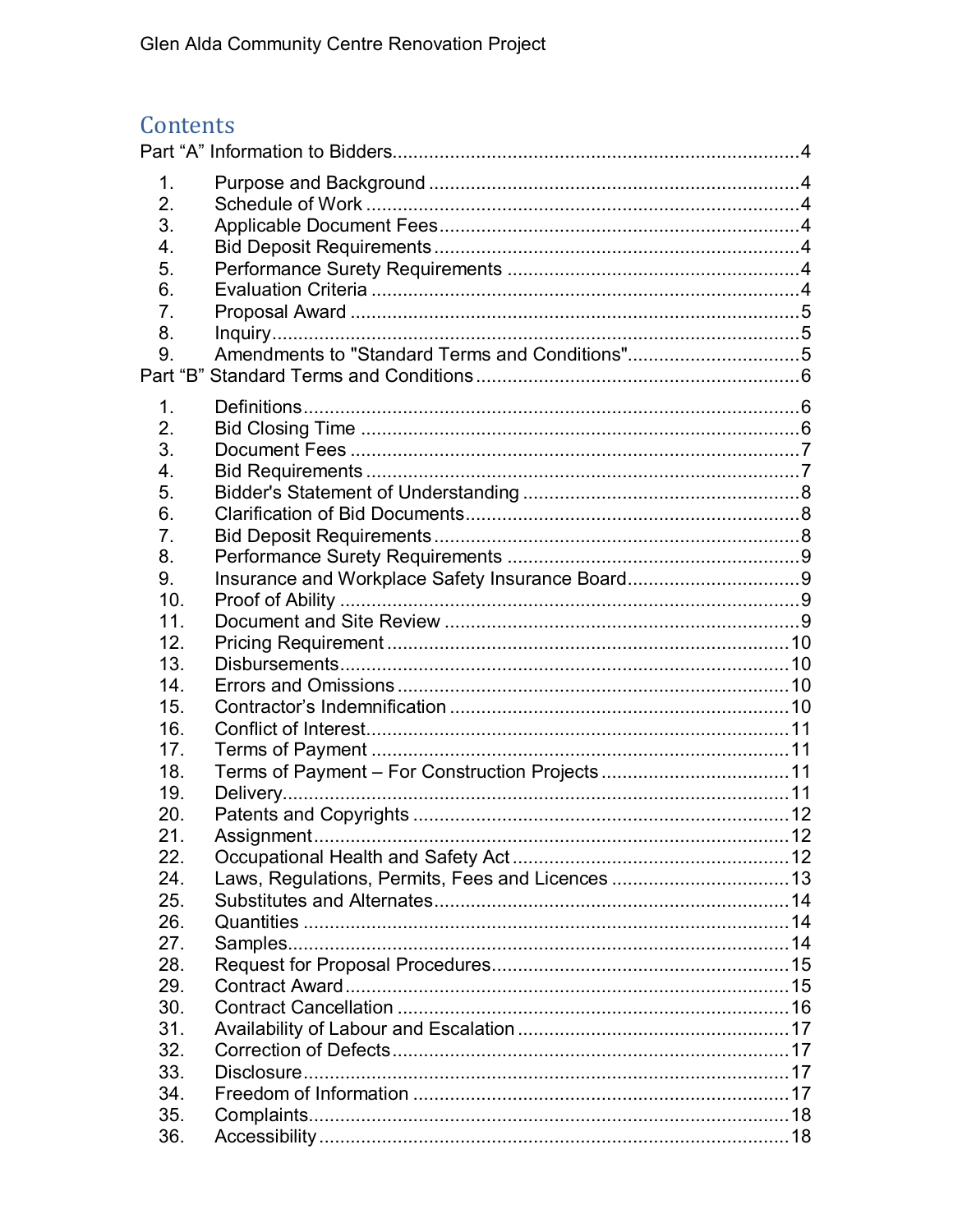# Contents

Part "A" Information to Bidders ..... 4

1. Purpose and Background ..... 4
2. Schedule of Work ..... 4
3. Applicable Document Fees ..... 4
4. Bid Deposit Requirements ..... 4
5. Performance Surety Requirements ..... 4
6. Evaluation Criteria ..... 4
7. Proposal Award ..... 5
8. Inquiry ..... 5
9. Amendments to "Standard Terms and Conditions" ..... 5

Part "B" Standard Terms and Conditions ..... 6

1. Definitions ..... 6
2. Bid Closing Time ..... 6
3. Document Fees ..... 7
4. Bid Requirements ..... 7
5. Bidder's Statement of Understanding ..... 8
6. Clarification of Bid Documents ..... 8
7. Bid Deposit Requirements ..... 8
8. Performance Surety Requirements ..... 9
9. Insurance and Workplace Safety Insurance Board ..... 9
10. Proof of Ability ..... 9
11. Document and Site Review ..... 9
12. Pricing Requirement ..... 10
13. Disbursements ..... 10
14. Errors and Omissions ..... 10
15. Contractor's Indemnification ..... 10
16. Conflict of Interest ..... 11
17. Terms of Payment ..... 11
18. Terms of Payment – For Construction Projects ..... 11
19. Delivery ..... 11
20. Patents and Copyrights ..... 12
21. Assignment ..... 12
22. Occupational Health and Safety Act ..... 12
24. Laws, Regulations, Permits, Fees and Licences ..... 13
25. Substitutes and Alternates ..... 14
26. Quantities ..... 14
27. Samples ..... 14
28. Request for Proposal Procedures ..... 15
29. Contract Award ..... 15
30. Contract Cancellation ..... 16
31. Availability of Labour and Escalation ..... 17
32. Correction of Defects ..... 17
33. Disclosure ..... 17
34. Freedom of Information ..... 17
35. Complaints ..... 18
36. Accessibility ..... 18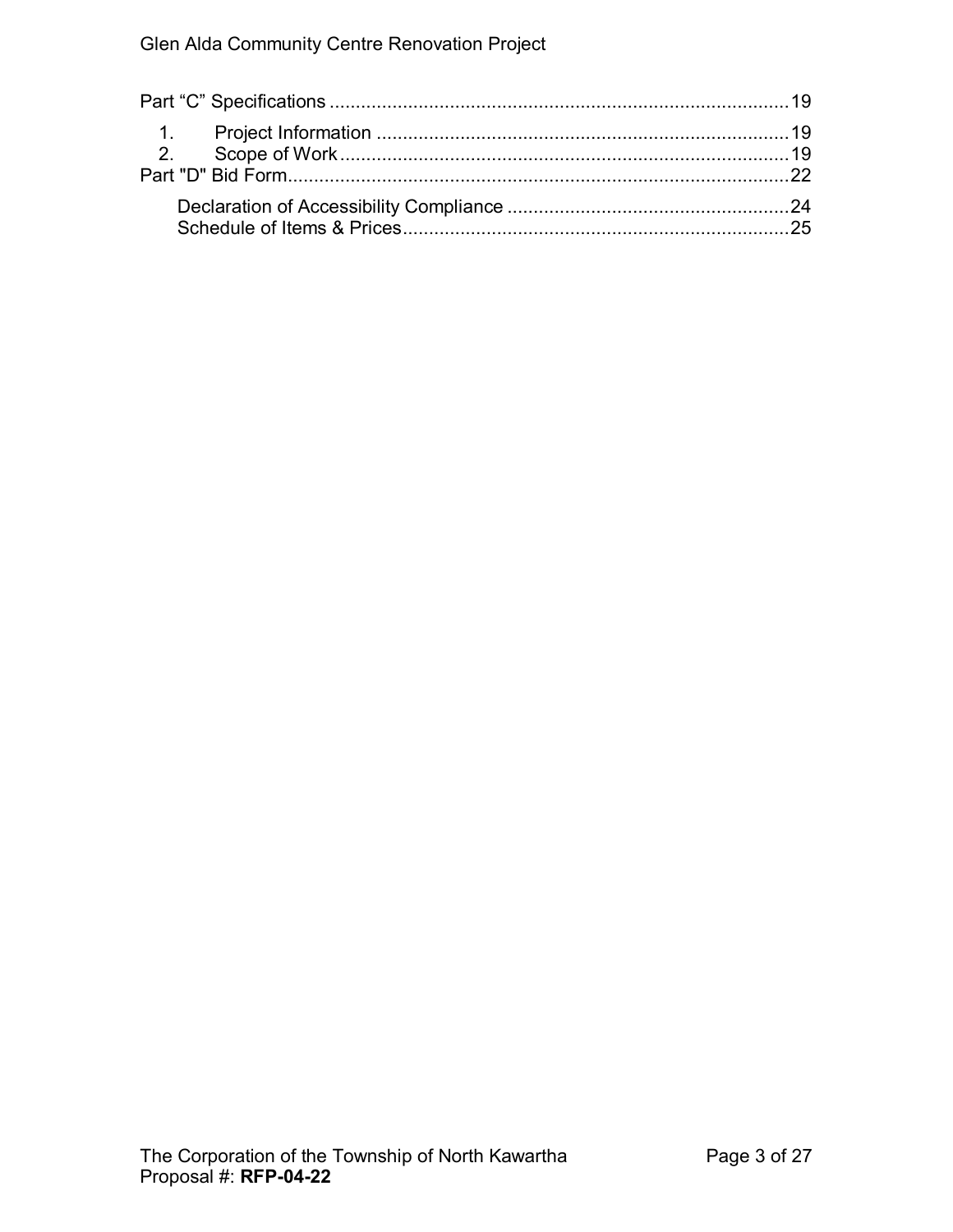Part “C” Specifications ........................................................................................19

1. Project Information ...............................................................................19
2. Scope of Work ......................................................................................19

Part "D" Bid Form.................................................................................................22

Declaration of Accessibility Compliance ......................................................24
Schedule of Items & Prices..........................................................................25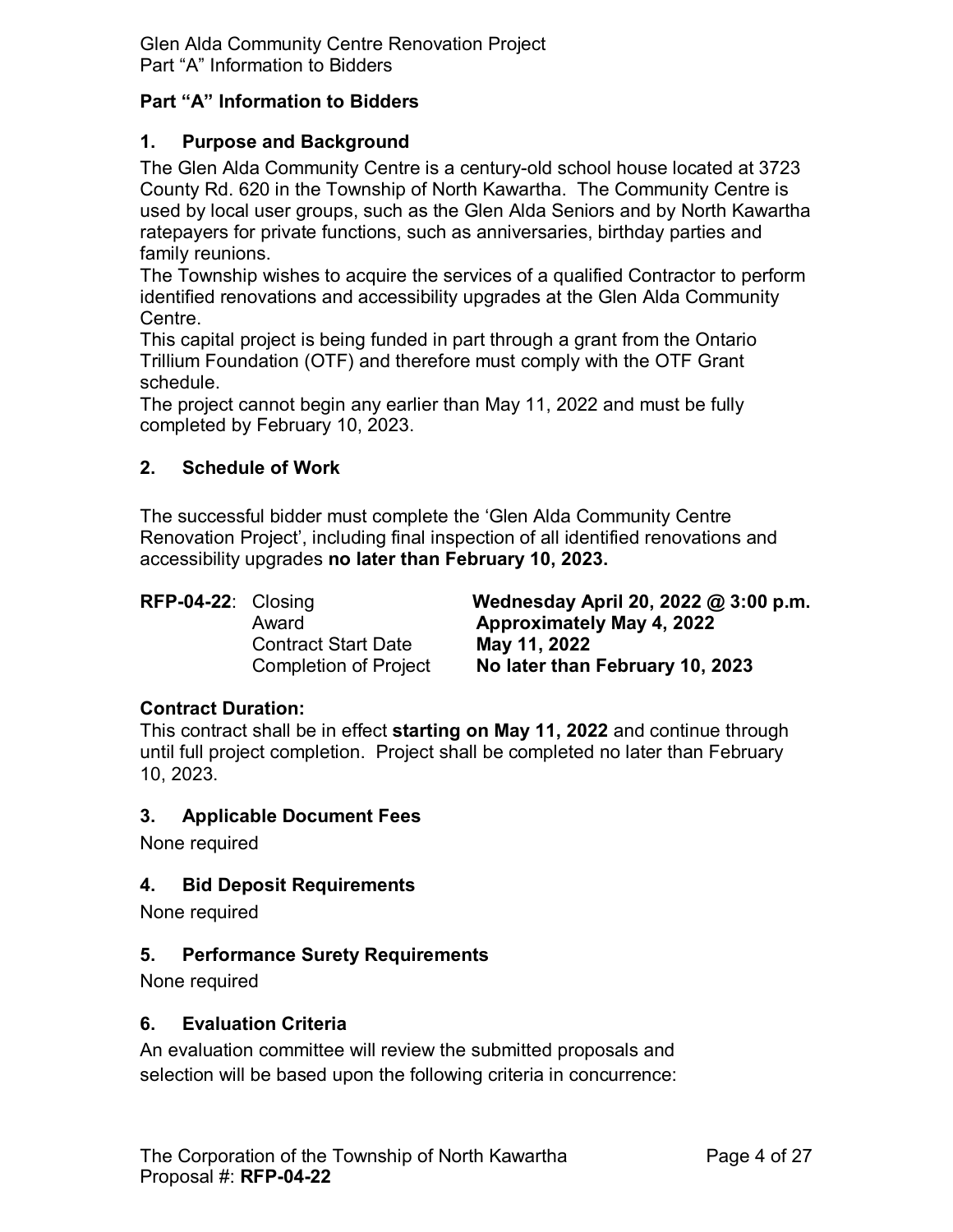## Part "A" Information to Bidders

### 1. Purpose and Background

The Glen Alda Community Centre is a century-old school house located at 3723 County Rd. 620 in the Township of North Kawartha. The Community Centre is used by local user groups, such as the Glen Alda Seniors and by North Kawartha ratepayers for private functions, such as anniversaries, birthday parties and family reunions.

The Township wishes to acquire the services of a qualified Contractor to perform identified renovations and accessibility upgrades at the Glen Alda Community Centre.

This capital project is being funded in part through a grant from the Ontario Trillium Foundation (OTF) and therefore must comply with the OTF Grant schedule.

The project cannot begin any earlier than May 11, 2022 and must be fully completed by February 10, 2023.

### 2. Schedule of Work

The successful bidder must complete the 'Glen Alda Community Centre Renovation Project', including final inspection of all identified renovations and accessibility upgrades **no later than February 10, 2023.**

| | | |
|---|---|---|
| **RFP-04-22**: | Closing | **Wednesday April 20, 2022 @ 3:00 p.m.** |
| | Award | **Approximately May 4, 2022** |
| | Contract Start Date | **May 11, 2022** |
| | Completion of Project | **No later than February 10, 2023** |

**Contract Duration:**

This contract shall be in effect **starting on May 11, 2022** and continue through until full project completion. Project shall be completed no later than February 10, 2023.

### 3. Applicable Document Fees

None required

### 4. Bid Deposit Requirements

None required

### 5. Performance Surety Requirements

None required

### 6. Evaluation Criteria

An evaluation committee will review the submitted proposals and selection will be based upon the following criteria in concurrence: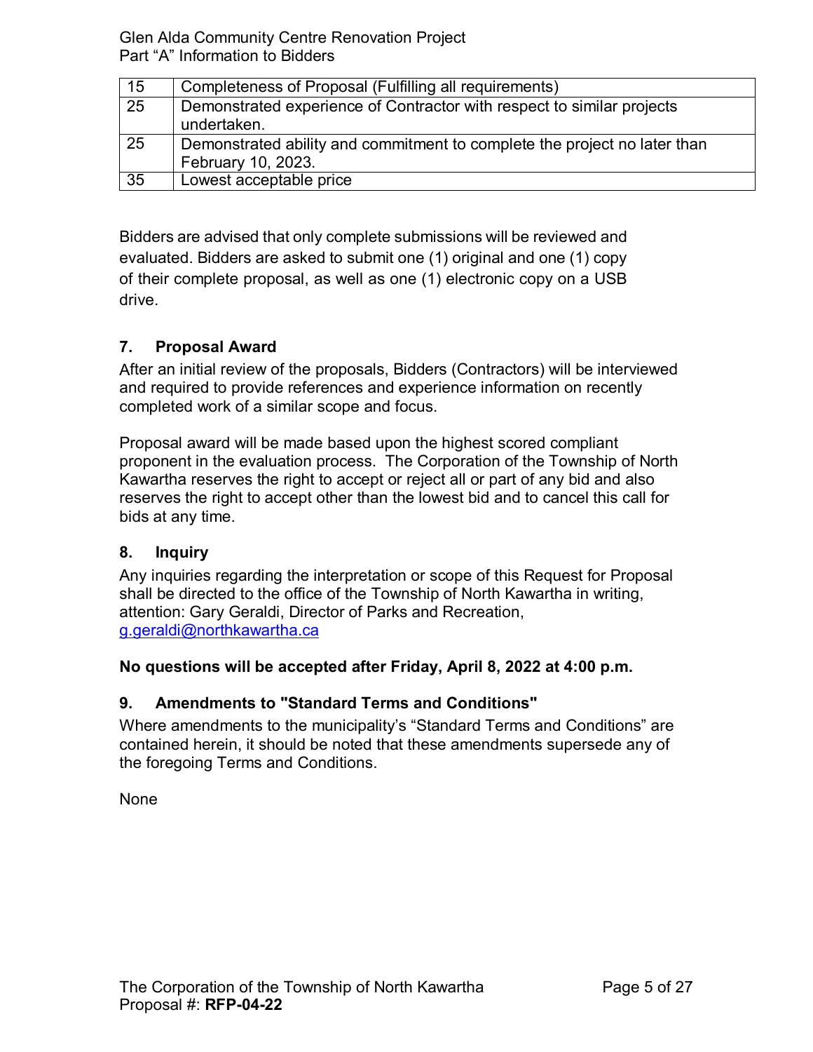| | |
|---|---|
| 15 | Completeness of Proposal (Fulfilling all requirements) |
| 25 | Demonstrated experience of Contractor with respect to similar projects undertaken. |
| 25 | Demonstrated ability and commitment to complete the project no later than February 10, 2023. |
| 35 | Lowest acceptable price |

Bidders are advised that only complete submissions will be reviewed and evaluated. Bidders are asked to submit one (1) original and one (1) copy of their complete proposal, as well as one (1) electronic copy on a USB drive.

### 7. Proposal Award

After an initial review of the proposals, Bidders (Contractors) will be interviewed and required to provide references and experience information on recently completed work of a similar scope and focus.

Proposal award will be made based upon the highest scored compliant proponent in the evaluation process. The Corporation of the Township of North Kawartha reserves the right to accept or reject all or part of any bid and also reserves the right to accept other than the lowest bid and to cancel this call for bids at any time.

### 8. Inquiry

Any inquiries regarding the interpretation or scope of this Request for Proposal shall be directed to the office of the Township of North Kawartha in writing, attention: Gary Geraldi, Director of Parks and Recreation, g.geraldi@northkawartha.ca

**No questions will be accepted after Friday, April 8, 2022 at 4:00 p.m.**

### 9. Amendments to "Standard Terms and Conditions"

Where amendments to the municipality's "Standard Terms and Conditions" are contained herein, it should be noted that these amendments supersede any of the foregoing Terms and Conditions.

None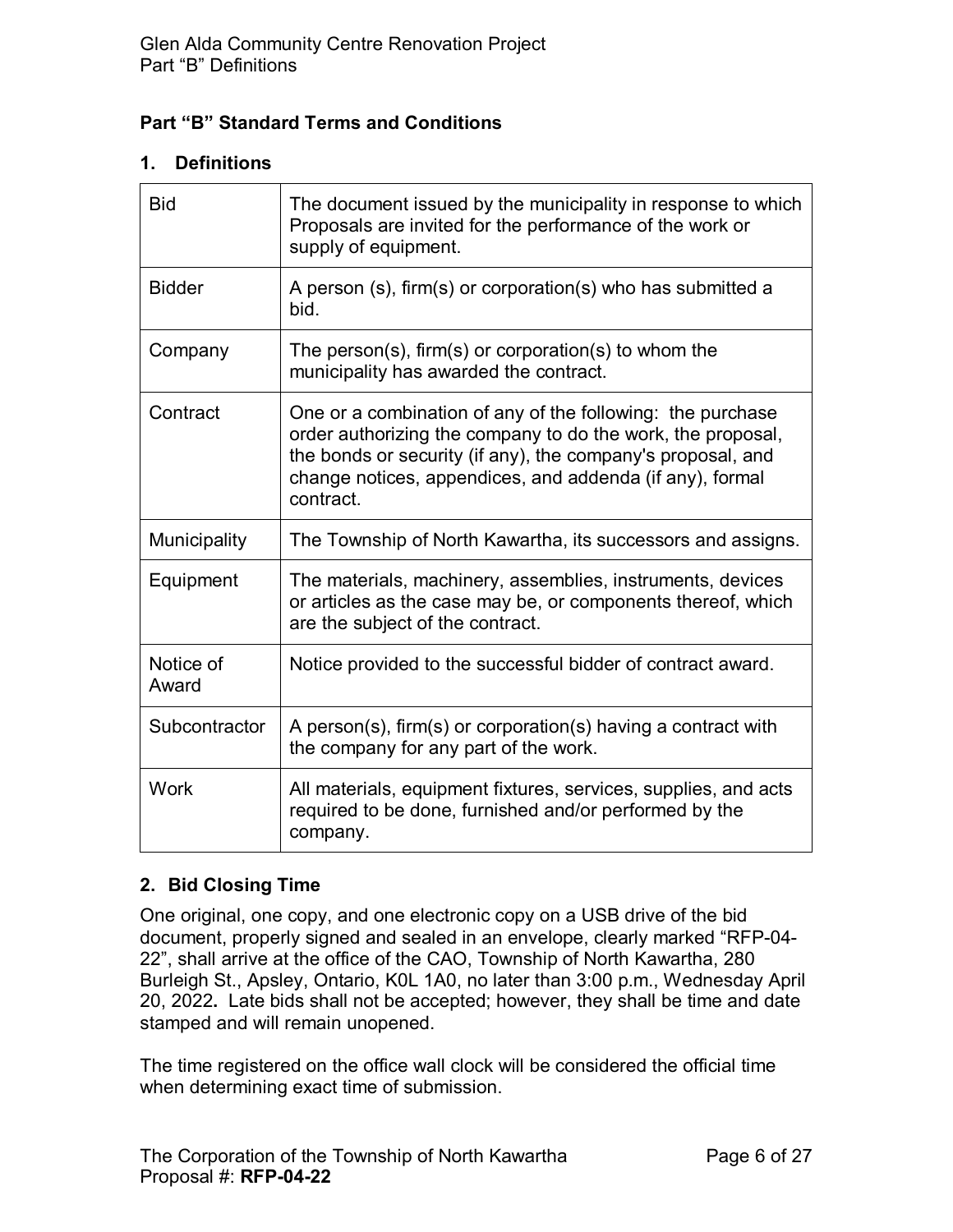## Part "B" Standard Terms and Conditions

### 1. Definitions

| | |
|---|---|
| Bid | The document issued by the municipality in response to which Proposals are invited for the performance of the work or supply of equipment. |
| Bidder | A person (s), firm(s) or corporation(s) who has submitted a bid. |
| Company | The person(s), firm(s) or corporation(s) to whom the municipality has awarded the contract. |
| Contract | One or a combination of any of the following: the purchase order authorizing the company to do the work, the proposal, the bonds or security (if any), the company's proposal, and change notices, appendices, and addenda (if any), formal contract. |
| Municipality | The Township of North Kawartha, its successors and assigns. |
| Equipment | The materials, machinery, assemblies, instruments, devices or articles as the case may be, or components thereof, which are the subject of the contract. |
| Notice of Award | Notice provided to the successful bidder of contract award. |
| Subcontractor | A person(s), firm(s) or corporation(s) having a contract with the company for any part of the work. |
| Work | All materials, equipment fixtures, services, supplies, and acts required to be done, furnished and/or performed by the company. |

### 2. Bid Closing Time

One original, one copy, and one electronic copy on a USB drive of the bid document, properly signed and sealed in an envelope, clearly marked "RFP-04-22", shall arrive at the office of the CAO, Township of North Kawartha, 280 Burleigh St., Apsley, Ontario, K0L 1A0, no later than 3:00 p.m., Wednesday April 20, 2022**.** Late bids shall not be accepted; however, they shall be time and date stamped and will remain unopened.

The time registered on the office wall clock will be considered the official time when determining exact time of submission.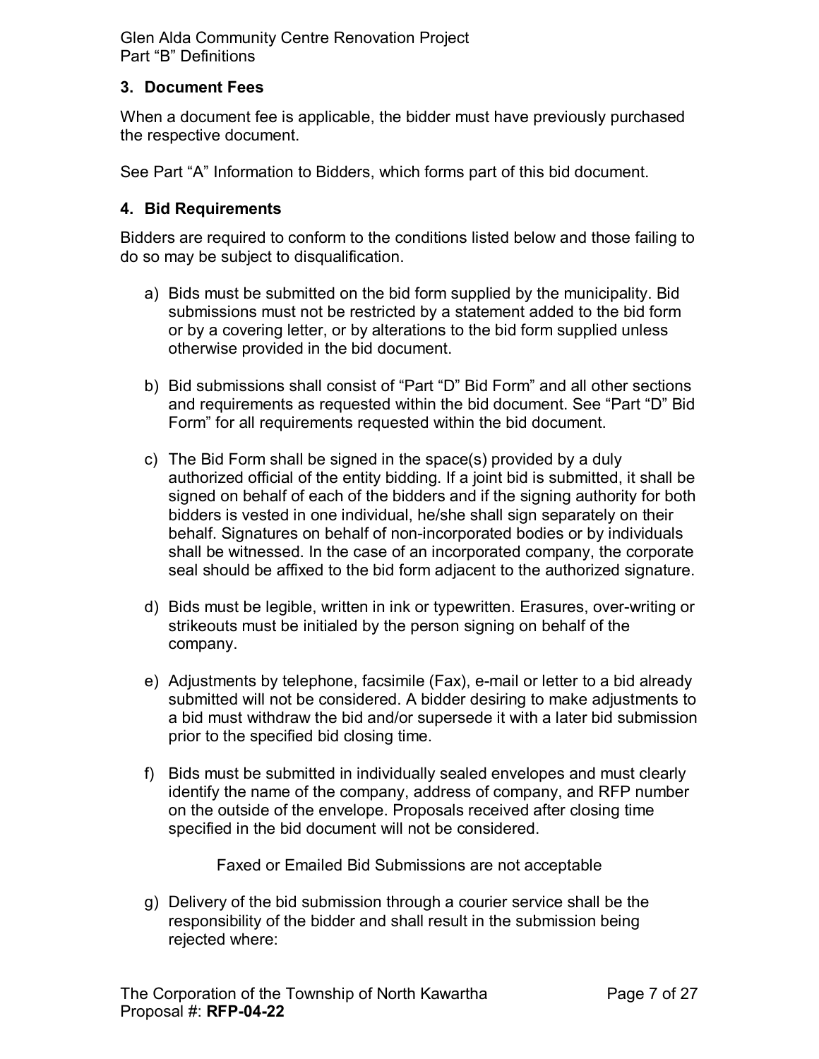## 3. Document Fees

When a document fee is applicable, the bidder must have previously purchased the respective document.

See Part "A" Information to Bidders, which forms part of this bid document.

## 4. Bid Requirements

Bidders are required to conform to the conditions listed below and those failing to do so may be subject to disqualification.

a) Bids must be submitted on the bid form supplied by the municipality. Bid submissions must not be restricted by a statement added to the bid form or by a covering letter, or by alterations to the bid form supplied unless otherwise provided in the bid document.

b) Bid submissions shall consist of "Part "D" Bid Form" and all other sections and requirements as requested within the bid document. See "Part "D" Bid Form" for all requirements requested within the bid document.

c) The Bid Form shall be signed in the space(s) provided by a duly authorized official of the entity bidding. If a joint bid is submitted, it shall be signed on behalf of each of the bidders and if the signing authority for both bidders is vested in one individual, he/she shall sign separately on their behalf. Signatures on behalf of non-incorporated bodies or by individuals shall be witnessed. In the case of an incorporated company, the corporate seal should be affixed to the bid form adjacent to the authorized signature.

d) Bids must be legible, written in ink or typewritten. Erasures, over-writing or strikeouts must be initialed by the person signing on behalf of the company.

e) Adjustments by telephone, facsimile (Fax), e-mail or letter to a bid already submitted will not be considered. A bidder desiring to make adjustments to a bid must withdraw the bid and/or supersede it with a later bid submission prior to the specified bid closing time.

f) Bids must be submitted in individually sealed envelopes and must clearly identify the name of the company, address of company, and RFP number on the outside of the envelope. Proposals received after closing time specified in the bid document will not be considered.

   Faxed or Emailed Bid Submissions are not acceptable

g) Delivery of the bid submission through a courier service shall be the responsibility of the bidder and shall result in the submission being rejected where: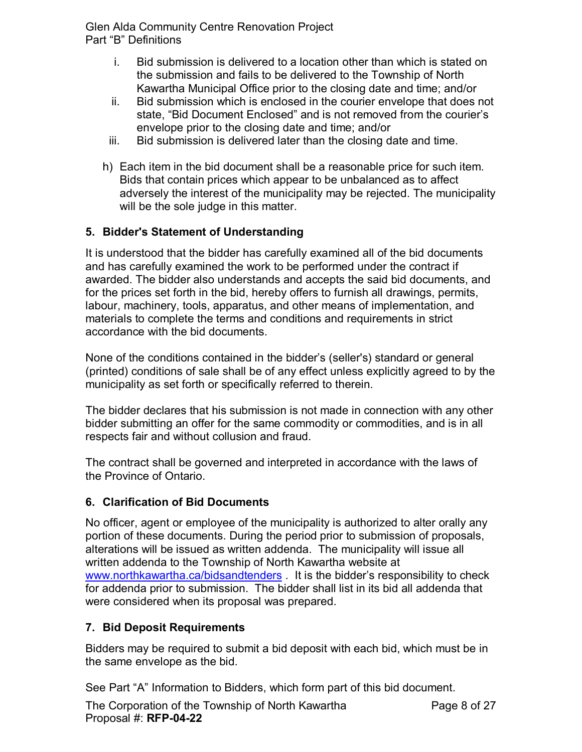i. Bid submission is delivered to a location other than which is stated on the submission and fails to be delivered to the Township of North Kawartha Municipal Office prior to the closing date and time; and/or
ii. Bid submission which is enclosed in the courier envelope that does not state, "Bid Document Enclosed" and is not removed from the courier's envelope prior to the closing date and time; and/or
iii. Bid submission is delivered later than the closing date and time.

h) Each item in the bid document shall be a reasonable price for such item. Bids that contain prices which appear to be unbalanced as to affect adversely the interest of the municipality may be rejected. The municipality will be the sole judge in this matter.

## 5. Bidder's Statement of Understanding

It is understood that the bidder has carefully examined all of the bid documents and has carefully examined the work to be performed under the contract if awarded. The bidder also understands and accepts the said bid documents, and for the prices set forth in the bid, hereby offers to furnish all drawings, permits, labour, machinery, tools, apparatus, and other means of implementation, and materials to complete the terms and conditions and requirements in strict accordance with the bid documents.

None of the conditions contained in the bidder's (seller's) standard or general (printed) conditions of sale shall be of any effect unless explicitly agreed to by the municipality as set forth or specifically referred to therein.

The bidder declares that his submission is not made in connection with any other bidder submitting an offer for the same commodity or commodities, and is in all respects fair and without collusion and fraud.

The contract shall be governed and interpreted in accordance with the laws of the Province of Ontario.

## 6. Clarification of Bid Documents

No officer, agent or employee of the municipality is authorized to alter orally any portion of these documents. During the period prior to submission of proposals, alterations will be issued as written addenda. The municipality will issue all written addenda to the Township of North Kawartha website at www.northkawartha.ca/bidsandtenders . It is the bidder's responsibility to check for addenda prior to submission. The bidder shall list in its bid all addenda that were considered when its proposal was prepared.

## 7. Bid Deposit Requirements

Bidders may be required to submit a bid deposit with each bid, which must be in the same envelope as the bid.

See Part "A" Information to Bidders, which form part of this bid document.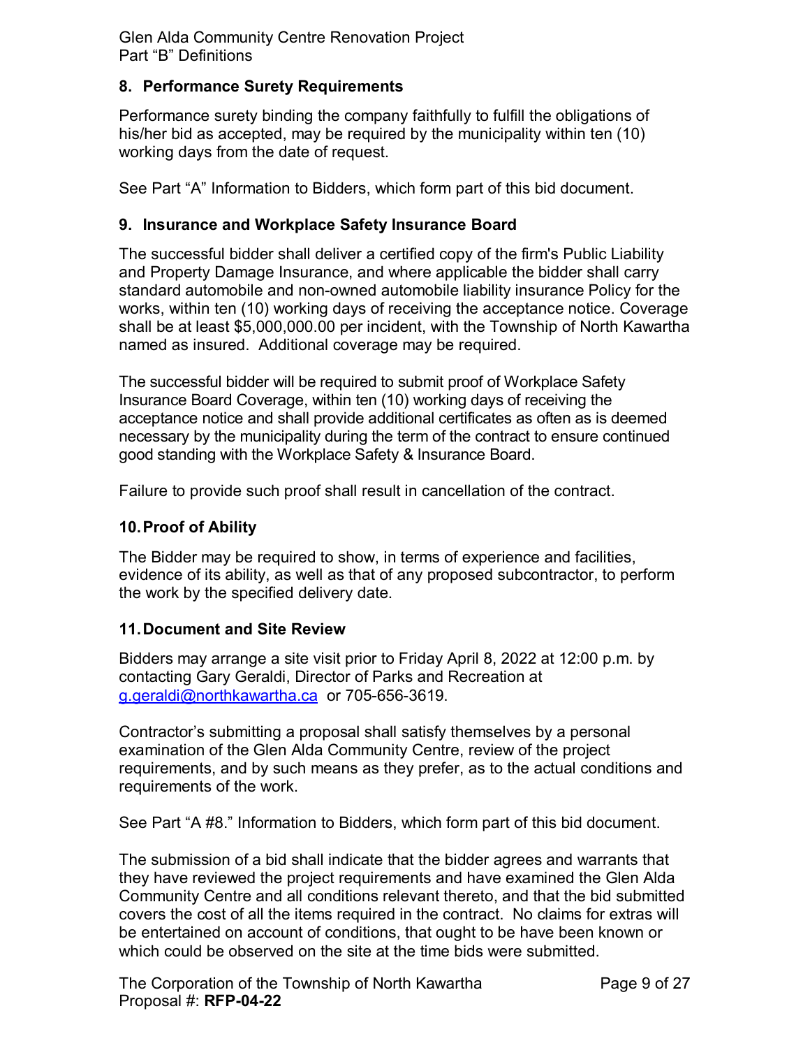## 8. Performance Surety Requirements

Performance surety binding the company faithfully to fulfill the obligations of his/her bid as accepted, may be required by the municipality within ten (10) working days from the date of request.

See Part "A" Information to Bidders, which form part of this bid document.

## 9. Insurance and Workplace Safety Insurance Board

The successful bidder shall deliver a certified copy of the firm's Public Liability and Property Damage Insurance, and where applicable the bidder shall carry standard automobile and non-owned automobile liability insurance Policy for the works, within ten (10) working days of receiving the acceptance notice. Coverage shall be at least $5,000,000.00 per incident, with the Township of North Kawartha named as insured. Additional coverage may be required.

The successful bidder will be required to submit proof of Workplace Safety Insurance Board Coverage, within ten (10) working days of receiving the acceptance notice and shall provide additional certificates as often as is deemed necessary by the municipality during the term of the contract to ensure continued good standing with the Workplace Safety & Insurance Board.

Failure to provide such proof shall result in cancellation of the contract.

## 10. Proof of Ability

The Bidder may be required to show, in terms of experience and facilities, evidence of its ability, as well as that of any proposed subcontractor, to perform the work by the specified delivery date.

## 11. Document and Site Review

Bidders may arrange a site visit prior to Friday April 8, 2022 at 12:00 p.m. by contacting Gary Geraldi, Director of Parks and Recreation at g.geraldi@northkawartha.ca or 705-656-3619.

Contractor's submitting a proposal shall satisfy themselves by a personal examination of the Glen Alda Community Centre, review of the project requirements, and by such means as they prefer, as to the actual conditions and requirements of the work.

See Part "A #8." Information to Bidders, which form part of this bid document.

The submission of a bid shall indicate that the bidder agrees and warrants that they have reviewed the project requirements and have examined the Glen Alda Community Centre and all conditions relevant thereto, and that the bid submitted covers the cost of all the items required in the contract. No claims for extras will be entertained on account of conditions, that ought to be have been known or which could be observed on the site at the time bids were submitted.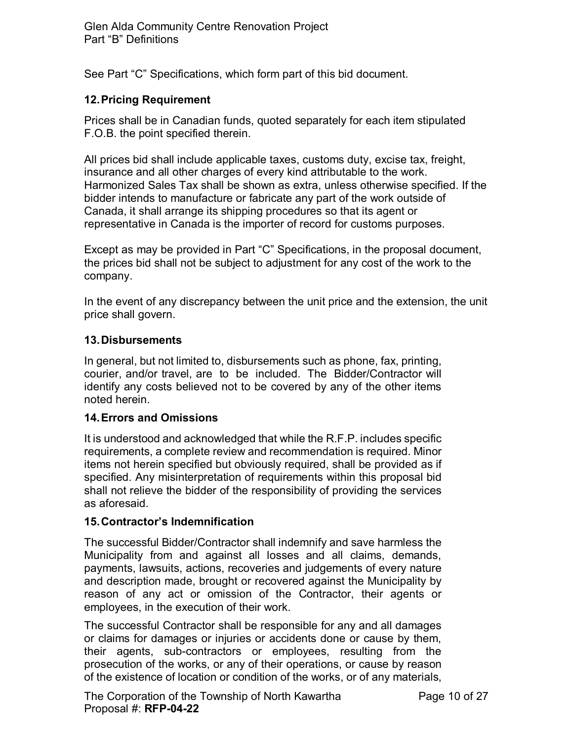See Part "C" Specifications, which form part of this bid document.

## 12. Pricing Requirement

Prices shall be in Canadian funds, quoted separately for each item stipulated F.O.B. the point specified therein.

All prices bid shall include applicable taxes, customs duty, excise tax, freight, insurance and all other charges of every kind attributable to the work. Harmonized Sales Tax shall be shown as extra, unless otherwise specified. If the bidder intends to manufacture or fabricate any part of the work outside of Canada, it shall arrange its shipping procedures so that its agent or representative in Canada is the importer of record for customs purposes.

Except as may be provided in Part "C" Specifications, in the proposal document, the prices bid shall not be subject to adjustment for any cost of the work to the company.

In the event of any discrepancy between the unit price and the extension, the unit price shall govern.

## 13. Disbursements

In general, but not limited to, disbursements such as phone, fax, printing, courier, and/or travel, are to be included. The Bidder/Contractor will identify any costs believed not to be covered by any of the other items noted herein.

## 14. Errors and Omissions

It is understood and acknowledged that while the R.F.P. includes specific requirements, a complete review and recommendation is required. Minor items not herein specified but obviously required, shall be provided as if specified. Any misinterpretation of requirements within this proposal bid shall not relieve the bidder of the responsibility of providing the services as aforesaid.

## 15. Contractor's Indemnification

The successful Bidder/Contractor shall indemnify and save harmless the Municipality from and against all losses and all claims, demands, payments, lawsuits, actions, recoveries and judgements of every nature and description made, brought or recovered against the Municipality by reason of any act or omission of the Contractor, their agents or employees, in the execution of their work.

The successful Contractor shall be responsible for any and all damages or claims for damages or injuries or accidents done or cause by them, their agents, sub-contractors or employees, resulting from the prosecution of the works, or any of their operations, or cause by reason of the existence of location or condition of the works, or of any materials,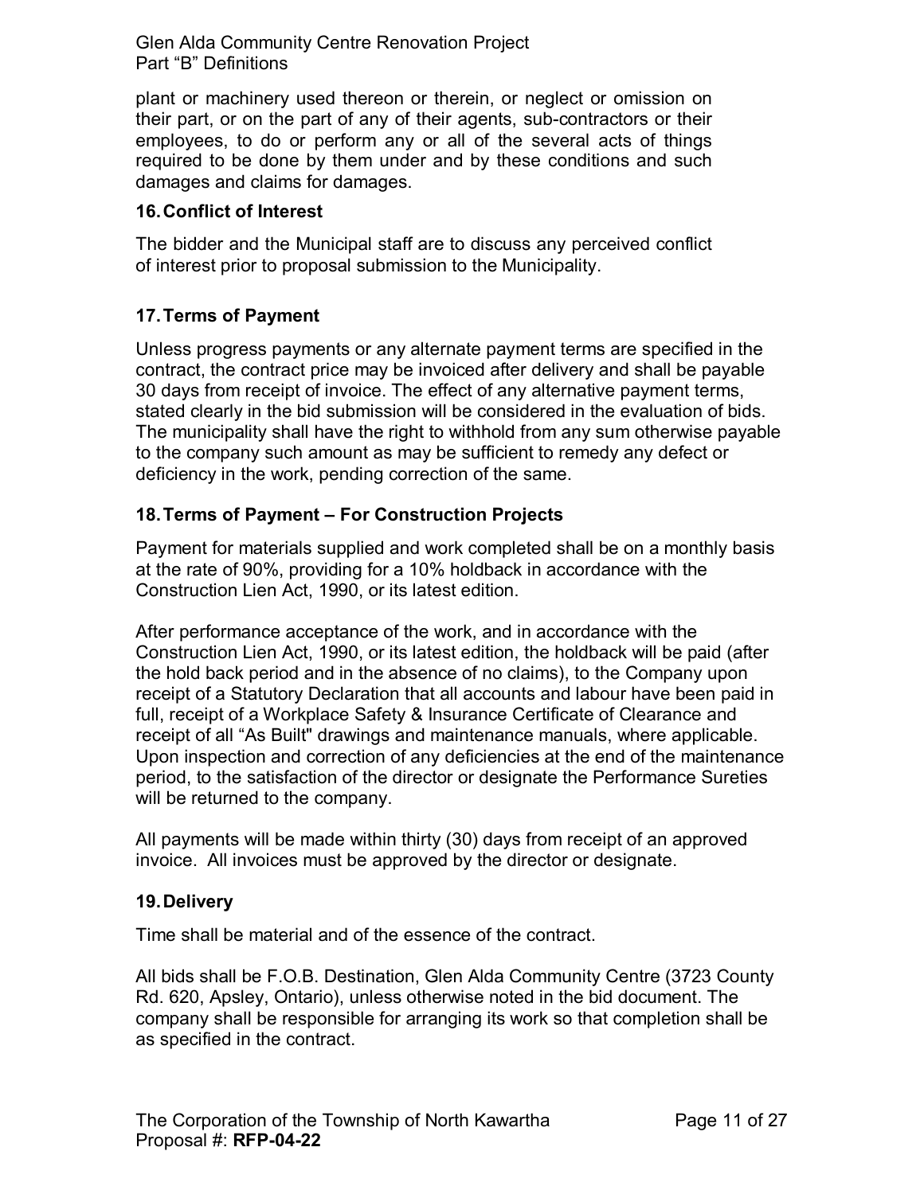plant or machinery used thereon or therein, or neglect or omission on their part, or on the part of any of their agents, sub-contractors or their employees, to do or perform any or all of the several acts of things required to be done by them under and by these conditions and such damages and claims for damages.

### 16. Conflict of Interest

The bidder and the Municipal staff are to discuss any perceived conflict of interest prior to proposal submission to the Municipality.

### 17. Terms of Payment

Unless progress payments or any alternate payment terms are specified in the contract, the contract price may be invoiced after delivery and shall be payable 30 days from receipt of invoice. The effect of any alternative payment terms, stated clearly in the bid submission will be considered in the evaluation of bids. The municipality shall have the right to withhold from any sum otherwise payable to the company such amount as may be sufficient to remedy any defect or deficiency in the work, pending correction of the same.

### 18. Terms of Payment – For Construction Projects

Payment for materials supplied and work completed shall be on a monthly basis at the rate of 90%, providing for a 10% holdback in accordance with the Construction Lien Act, 1990, or its latest edition.

After performance acceptance of the work, and in accordance with the Construction Lien Act, 1990, or its latest edition, the holdback will be paid (after the hold back period and in the absence of no claims), to the Company upon receipt of a Statutory Declaration that all accounts and labour have been paid in full, receipt of a Workplace Safety & Insurance Certificate of Clearance and receipt of all "As Built" drawings and maintenance manuals, where applicable. Upon inspection and correction of any deficiencies at the end of the maintenance period, to the satisfaction of the director or designate the Performance Sureties will be returned to the company.

All payments will be made within thirty (30) days from receipt of an approved invoice. All invoices must be approved by the director or designate.

### 19. Delivery

Time shall be material and of the essence of the contract.

All bids shall be F.O.B. Destination, Glen Alda Community Centre (3723 County Rd. 620, Apsley, Ontario), unless otherwise noted in the bid document. The company shall be responsible for arranging its work so that completion shall be as specified in the contract.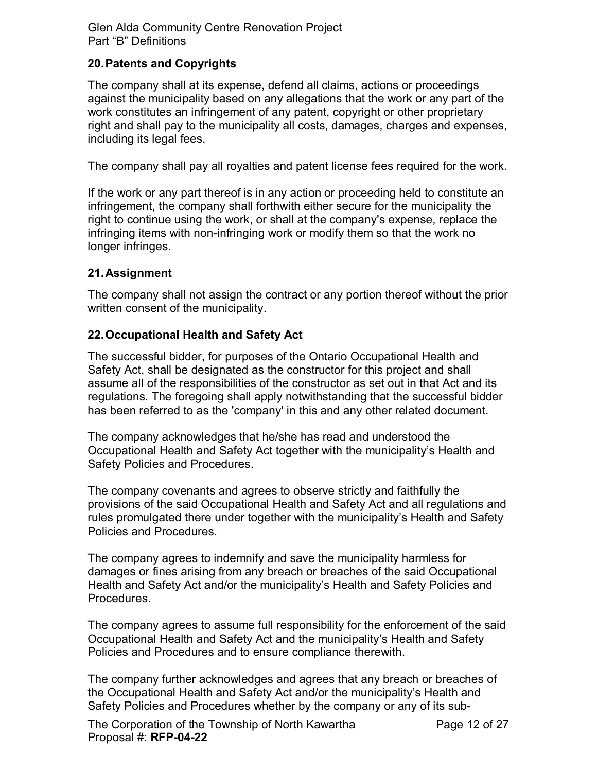## 20. Patents and Copyrights

The company shall at its expense, defend all claims, actions or proceedings against the municipality based on any allegations that the work or any part of the work constitutes an infringement of any patent, copyright or other proprietary right and shall pay to the municipality all costs, damages, charges and expenses, including its legal fees.

The company shall pay all royalties and patent license fees required for the work.

If the work or any part thereof is in any action or proceeding held to constitute an infringement, the company shall forthwith either secure for the municipality the right to continue using the work, or shall at the company's expense, replace the infringing items with non-infringing work or modify them so that the work no longer infringes.

## 21. Assignment

The company shall not assign the contract or any portion thereof without the prior written consent of the municipality.

## 22. Occupational Health and Safety Act

The successful bidder, for purposes of the Ontario Occupational Health and Safety Act, shall be designated as the constructor for this project and shall assume all of the responsibilities of the constructor as set out in that Act and its regulations. The foregoing shall apply notwithstanding that the successful bidder has been referred to as the 'company' in this and any other related document.

The company acknowledges that he/she has read and understood the Occupational Health and Safety Act together with the municipality's Health and Safety Policies and Procedures.

The company covenants and agrees to observe strictly and faithfully the provisions of the said Occupational Health and Safety Act and all regulations and rules promulgated there under together with the municipality's Health and Safety Policies and Procedures.

The company agrees to indemnify and save the municipality harmless for damages or fines arising from any breach or breaches of the said Occupational Health and Safety Act and/or the municipality's Health and Safety Policies and Procedures.

The company agrees to assume full responsibility for the enforcement of the said Occupational Health and Safety Act and the municipality's Health and Safety Policies and Procedures and to ensure compliance therewith.

The company further acknowledges and agrees that any breach or breaches of the Occupational Health and Safety Act and/or the municipality's Health and Safety Policies and Procedures whether by the company or any of its sub-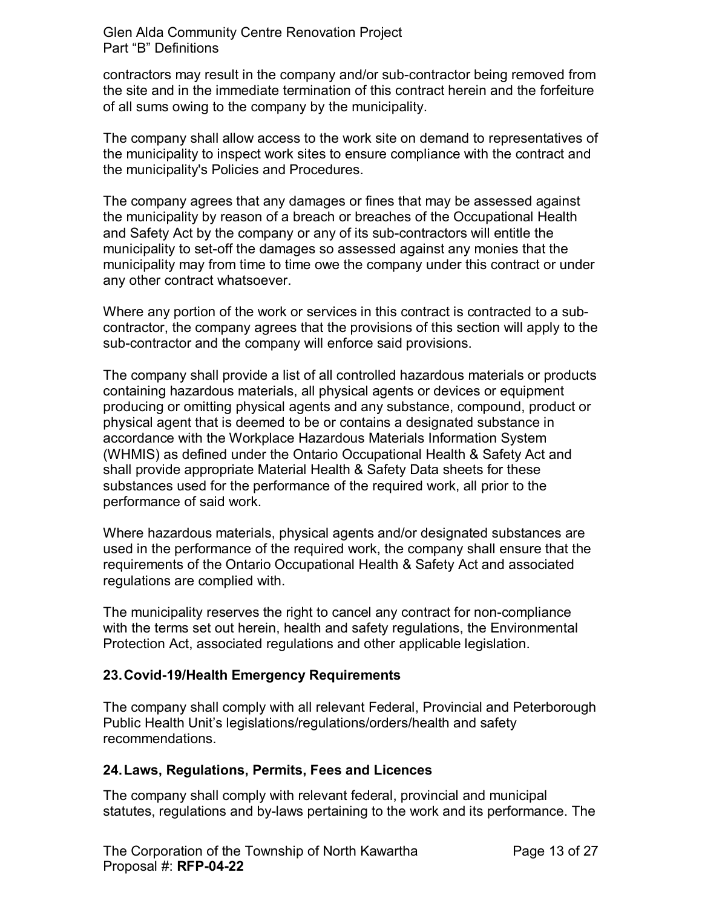contractors may result in the company and/or sub-contractor being removed from the site and in the immediate termination of this contract herein and the forfeiture of all sums owing to the company by the municipality.

The company shall allow access to the work site on demand to representatives of the municipality to inspect work sites to ensure compliance with the contract and the municipality's Policies and Procedures.

The company agrees that any damages or fines that may be assessed against the municipality by reason of a breach or breaches of the Occupational Health and Safety Act by the company or any of its sub-contractors will entitle the municipality to set-off the damages so assessed against any monies that the municipality may from time to time owe the company under this contract or under any other contract whatsoever.

Where any portion of the work or services in this contract is contracted to a sub-contractor, the company agrees that the provisions of this section will apply to the sub-contractor and the company will enforce said provisions.

The company shall provide a list of all controlled hazardous materials or products containing hazardous materials, all physical agents or devices or equipment producing or omitting physical agents and any substance, compound, product or physical agent that is deemed to be or contains a designated substance in accordance with the Workplace Hazardous Materials Information System (WHMIS) as defined under the Ontario Occupational Health & Safety Act and shall provide appropriate Material Health & Safety Data sheets for these substances used for the performance of the required work, all prior to the performance of said work.

Where hazardous materials, physical agents and/or designated substances are used in the performance of the required work, the company shall ensure that the requirements of the Ontario Occupational Health & Safety Act and associated regulations are complied with.

The municipality reserves the right to cancel any contract for non-compliance with the terms set out herein, health and safety regulations, the Environmental Protection Act, associated regulations and other applicable legislation.

## 23. Covid-19/Health Emergency Requirements

The company shall comply with all relevant Federal, Provincial and Peterborough Public Health Unit's legislations/regulations/orders/health and safety recommendations.

## 24. Laws, Regulations, Permits, Fees and Licences

The company shall comply with relevant federal, provincial and municipal statutes, regulations and by-laws pertaining to the work and its performance. The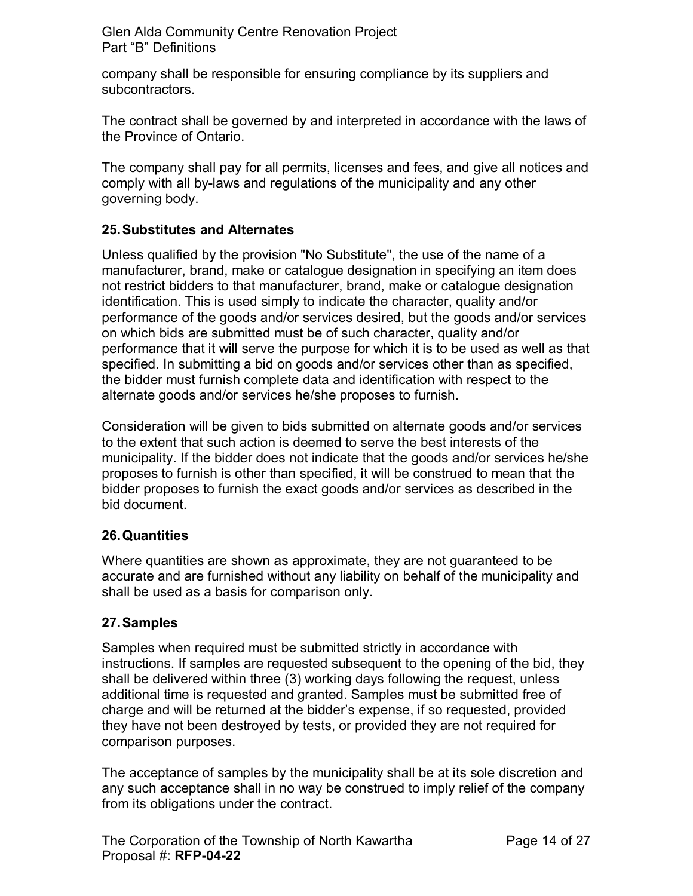company shall be responsible for ensuring compliance by its suppliers and subcontractors.

The contract shall be governed by and interpreted in accordance with the laws of the Province of Ontario.

The company shall pay for all permits, licenses and fees, and give all notices and comply with all by-laws and regulations of the municipality and any other governing body.

## 25. Substitutes and Alternates

Unless qualified by the provision "No Substitute", the use of the name of a manufacturer, brand, make or catalogue designation in specifying an item does not restrict bidders to that manufacturer, brand, make or catalogue designation identification. This is used simply to indicate the character, quality and/or performance of the goods and/or services desired, but the goods and/or services on which bids are submitted must be of such character, quality and/or performance that it will serve the purpose for which it is to be used as well as that specified. In submitting a bid on goods and/or services other than as specified, the bidder must furnish complete data and identification with respect to the alternate goods and/or services he/she proposes to furnish.

Consideration will be given to bids submitted on alternate goods and/or services to the extent that such action is deemed to serve the best interests of the municipality. If the bidder does not indicate that the goods and/or services he/she proposes to furnish is other than specified, it will be construed to mean that the bidder proposes to furnish the exact goods and/or services as described in the bid document.

## 26. Quantities

Where quantities are shown as approximate, they are not guaranteed to be accurate and are furnished without any liability on behalf of the municipality and shall be used as a basis for comparison only.

## 27. Samples

Samples when required must be submitted strictly in accordance with instructions. If samples are requested subsequent to the opening of the bid, they shall be delivered within three (3) working days following the request, unless additional time is requested and granted. Samples must be submitted free of charge and will be returned at the bidder's expense, if so requested, provided they have not been destroyed by tests, or provided they are not required for comparison purposes.

The acceptance of samples by the municipality shall be at its sole discretion and any such acceptance shall in no way be construed to imply relief of the company from its obligations under the contract.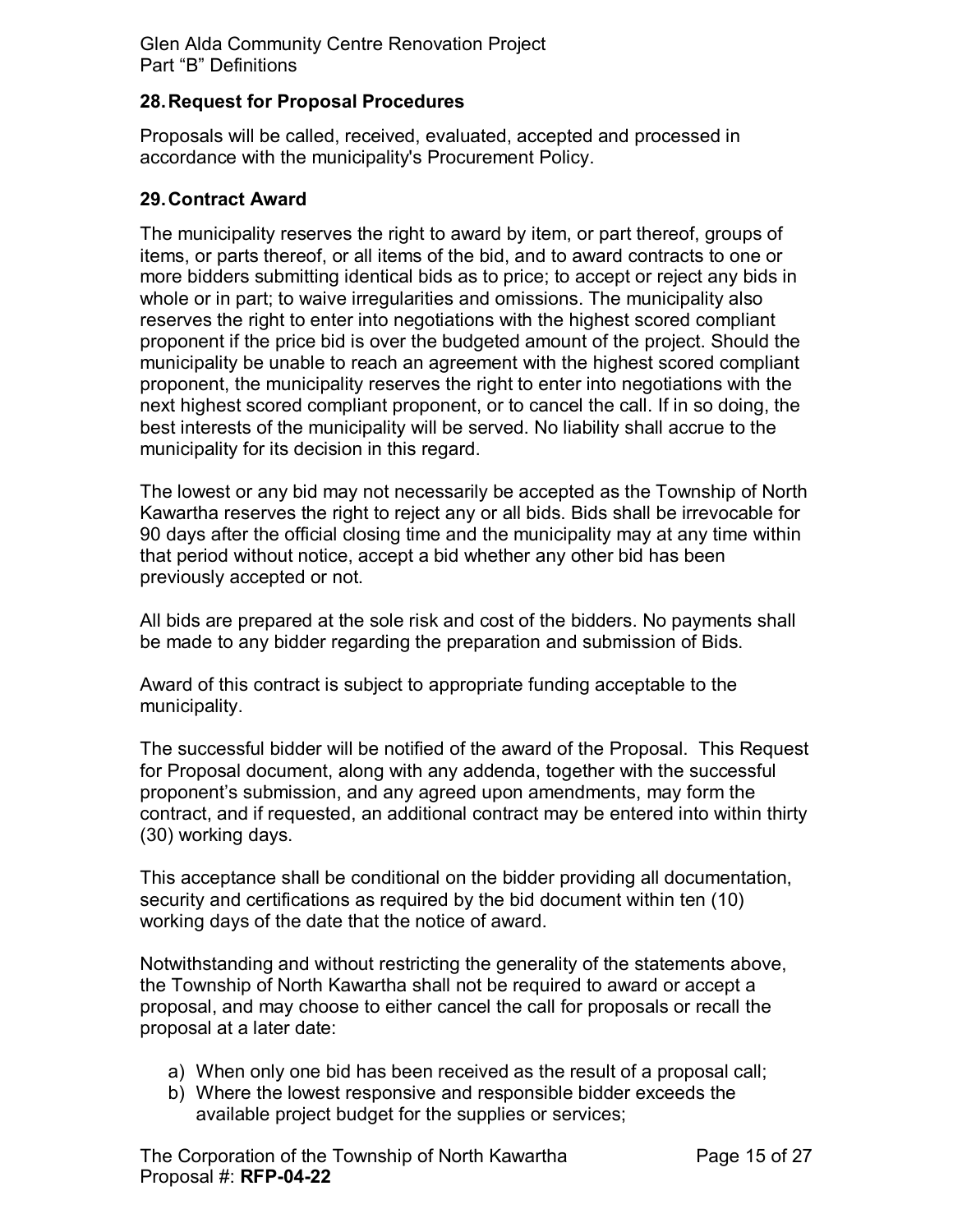## 28. Request for Proposal Procedures

Proposals will be called, received, evaluated, accepted and processed in accordance with the municipality's Procurement Policy.

## 29. Contract Award

The municipality reserves the right to award by item, or part thereof, groups of items, or parts thereof, or all items of the bid, and to award contracts to one or more bidders submitting identical bids as to price; to accept or reject any bids in whole or in part; to waive irregularities and omissions. The municipality also reserves the right to enter into negotiations with the highest scored compliant proponent if the price bid is over the budgeted amount of the project. Should the municipality be unable to reach an agreement with the highest scored compliant proponent, the municipality reserves the right to enter into negotiations with the next highest scored compliant proponent, or to cancel the call. If in so doing, the best interests of the municipality will be served. No liability shall accrue to the municipality for its decision in this regard.

The lowest or any bid may not necessarily be accepted as the Township of North Kawartha reserves the right to reject any or all bids. Bids shall be irrevocable for 90 days after the official closing time and the municipality may at any time within that period without notice, accept a bid whether any other bid has been previously accepted or not.

All bids are prepared at the sole risk and cost of the bidders. No payments shall be made to any bidder regarding the preparation and submission of Bids.

Award of this contract is subject to appropriate funding acceptable to the municipality.

The successful bidder will be notified of the award of the Proposal. This Request for Proposal document, along with any addenda, together with the successful proponent's submission, and any agreed upon amendments, may form the contract, and if requested, an additional contract may be entered into within thirty (30) working days.

This acceptance shall be conditional on the bidder providing all documentation, security and certifications as required by the bid document within ten (10) working days of the date that the notice of award.

Notwithstanding and without restricting the generality of the statements above, the Township of North Kawartha shall not be required to award or accept a proposal, and may choose to either cancel the call for proposals or recall the proposal at a later date:

a) When only one bid has been received as the result of a proposal call;
b) Where the lowest responsive and responsible bidder exceeds the available project budget for the supplies or services;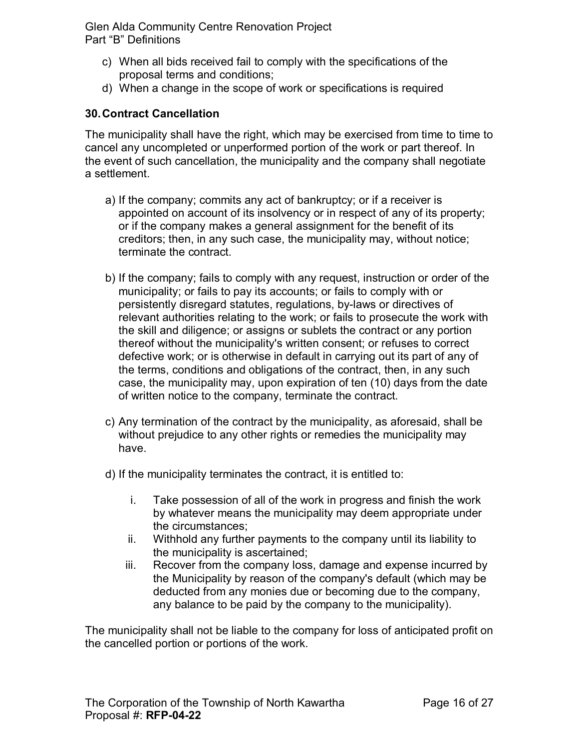c) When all bids received fail to comply with the specifications of the proposal terms and conditions;
d) When a change in the scope of work or specifications is required

## 30. Contract Cancellation

The municipality shall have the right, which may be exercised from time to time to cancel any uncompleted or unperformed portion of the work or part thereof. In the event of such cancellation, the municipality and the company shall negotiate a settlement.

a) If the company; commits any act of bankruptcy; or if a receiver is appointed on account of its insolvency or in respect of any of its property; or if the company makes a general assignment for the benefit of its creditors; then, in any such case, the municipality may, without notice; terminate the contract.

b) If the company; fails to comply with any request, instruction or order of the municipality; or fails to pay its accounts; or fails to comply with or persistently disregard statutes, regulations, by-laws or directives of relevant authorities relating to the work; or fails to prosecute the work with the skill and diligence; or assigns or sublets the contract or any portion thereof without the municipality's written consent; or refuses to correct defective work; or is otherwise in default in carrying out its part of any of the terms, conditions and obligations of the contract, then, in any such case, the municipality may, upon expiration of ten (10) days from the date of written notice to the company, terminate the contract.

c) Any termination of the contract by the municipality, as aforesaid, shall be without prejudice to any other rights or remedies the municipality may have.

d) If the municipality terminates the contract, it is entitled to:

   i. Take possession of all of the work in progress and finish the work by whatever means the municipality may deem appropriate under the circumstances;
   ii. Withhold any further payments to the company until its liability to the municipality is ascertained;
   iii. Recover from the company loss, damage and expense incurred by the Municipality by reason of the company's default (which may be deducted from any monies due or becoming due to the company, any balance to be paid by the company to the municipality).

The municipality shall not be liable to the company for loss of anticipated profit on the cancelled portion or portions of the work.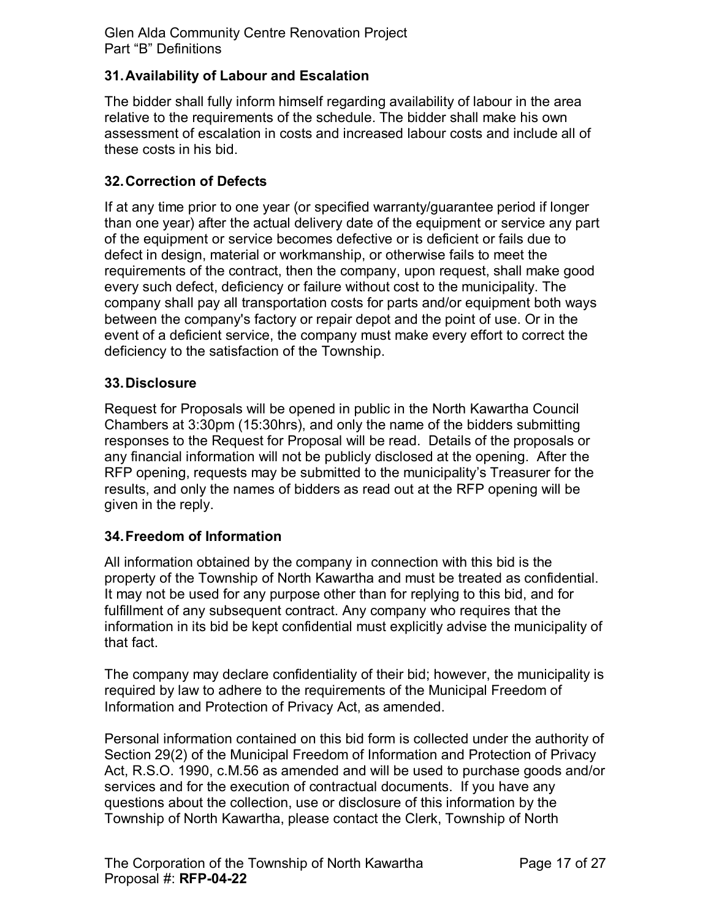## 31. Availability of Labour and Escalation

The bidder shall fully inform himself regarding availability of labour in the area relative to the requirements of the schedule. The bidder shall make his own assessment of escalation in costs and increased labour costs and include all of these costs in his bid.

## 32. Correction of Defects

If at any time prior to one year (or specified warranty/guarantee period if longer than one year) after the actual delivery date of the equipment or service any part of the equipment or service becomes defective or is deficient or fails due to defect in design, material or workmanship, or otherwise fails to meet the requirements of the contract, then the company, upon request, shall make good every such defect, deficiency or failure without cost to the municipality. The company shall pay all transportation costs for parts and/or equipment both ways between the company's factory or repair depot and the point of use. Or in the event of a deficient service, the company must make every effort to correct the deficiency to the satisfaction of the Township.

## 33. Disclosure

Request for Proposals will be opened in public in the North Kawartha Council Chambers at 3:30pm (15:30hrs), and only the name of the bidders submitting responses to the Request for Proposal will be read. Details of the proposals or any financial information will not be publicly disclosed at the opening. After the RFP opening, requests may be submitted to the municipality's Treasurer for the results, and only the names of bidders as read out at the RFP opening will be given in the reply.

## 34. Freedom of Information

All information obtained by the company in connection with this bid is the property of the Township of North Kawartha and must be treated as confidential. It may not be used for any purpose other than for replying to this bid, and for fulfillment of any subsequent contract. Any company who requires that the information in its bid be kept confidential must explicitly advise the municipality of that fact.

The company may declare confidentiality of their bid; however, the municipality is required by law to adhere to the requirements of the Municipal Freedom of Information and Protection of Privacy Act, as amended.

Personal information contained on this bid form is collected under the authority of Section 29(2) of the Municipal Freedom of Information and Protection of Privacy Act, R.S.O. 1990, c.M.56 as amended and will be used to purchase goods and/or services and for the execution of contractual documents. If you have any questions about the collection, use or disclosure of this information by the Township of North Kawartha, please contact the Clerk, Township of North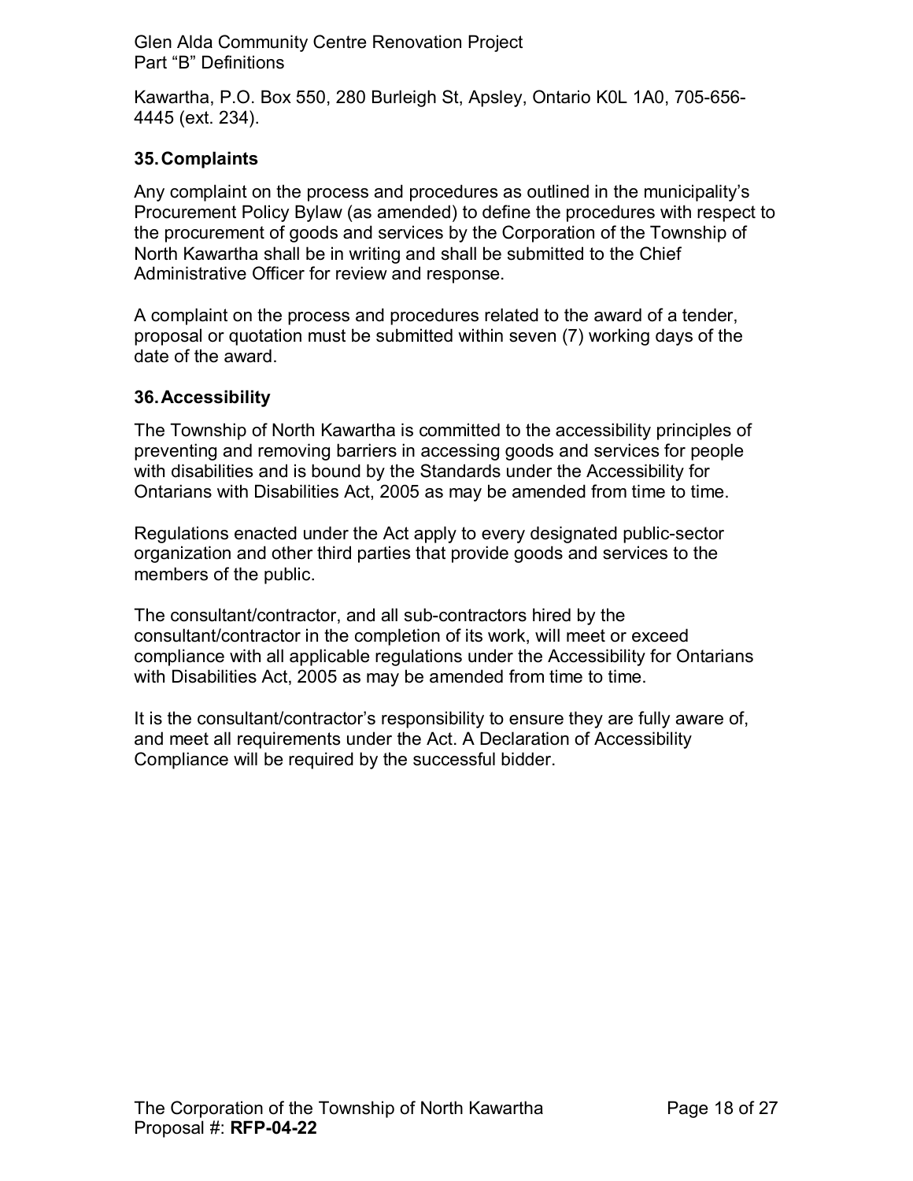Kawartha, P.O. Box 550, 280 Burleigh St, Apsley, Ontario K0L 1A0, 705-656-4445 (ext. 234).

## 35. Complaints

Any complaint on the process and procedures as outlined in the municipality's Procurement Policy Bylaw (as amended) to define the procedures with respect to the procurement of goods and services by the Corporation of the Township of North Kawartha shall be in writing and shall be submitted to the Chief Administrative Officer for review and response.

A complaint on the process and procedures related to the award of a tender, proposal or quotation must be submitted within seven (7) working days of the date of the award.

## 36. Accessibility

The Township of North Kawartha is committed to the accessibility principles of preventing and removing barriers in accessing goods and services for people with disabilities and is bound by the Standards under the Accessibility for Ontarians with Disabilities Act, 2005 as may be amended from time to time.

Regulations enacted under the Act apply to every designated public-sector organization and other third parties that provide goods and services to the members of the public.

The consultant/contractor, and all sub-contractors hired by the consultant/contractor in the completion of its work, will meet or exceed compliance with all applicable regulations under the Accessibility for Ontarians with Disabilities Act, 2005 as may be amended from time to time.

It is the consultant/contractor's responsibility to ensure they are fully aware of, and meet all requirements under the Act. A Declaration of Accessibility Compliance will be required by the successful bidder.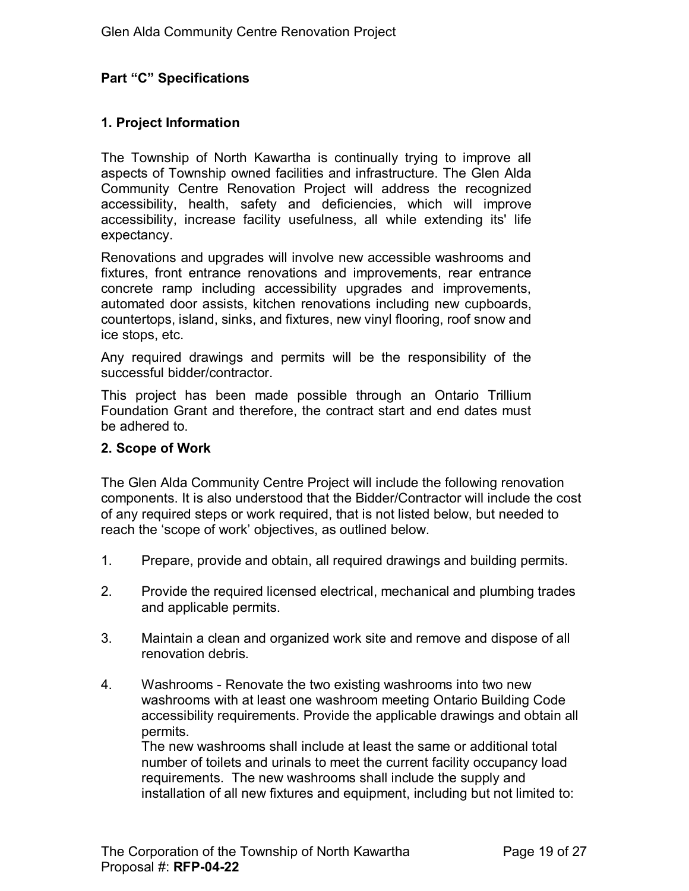## Part "C" Specifications

### 1. Project Information

The Township of North Kawartha is continually trying to improve all aspects of Township owned facilities and infrastructure. The Glen Alda Community Centre Renovation Project will address the recognized accessibility, health, safety and deficiencies, which will improve accessibility, increase facility usefulness, all while extending its' life expectancy.

Renovations and upgrades will involve new accessible washrooms and fixtures, front entrance renovations and improvements, rear entrance concrete ramp including accessibility upgrades and improvements, automated door assists, kitchen renovations including new cupboards, countertops, island, sinks, and fixtures, new vinyl flooring, roof snow and ice stops, etc.

Any required drawings and permits will be the responsibility of the successful bidder/contractor.

This project has been made possible through an Ontario Trillium Foundation Grant and therefore, the contract start and end dates must be adhered to.

### 2. Scope of Work

The Glen Alda Community Centre Project will include the following renovation components. It is also understood that the Bidder/Contractor will include the cost of any required steps or work required, that is not listed below, but needed to reach the 'scope of work' objectives, as outlined below.

1. Prepare, provide and obtain, all required drawings and building permits.

2. Provide the required licensed electrical, mechanical and plumbing trades and applicable permits.

3. Maintain a clean and organized work site and remove and dispose of all renovation debris.

4. Washrooms - Renovate the two existing washrooms into two new washrooms with at least one washroom meeting Ontario Building Code accessibility requirements. Provide the applicable drawings and obtain all permits.
   The new washrooms shall include at least the same or additional total number of toilets and urinals to meet the current facility occupancy load requirements. The new washrooms shall include the supply and installation of all new fixtures and equipment, including but not limited to: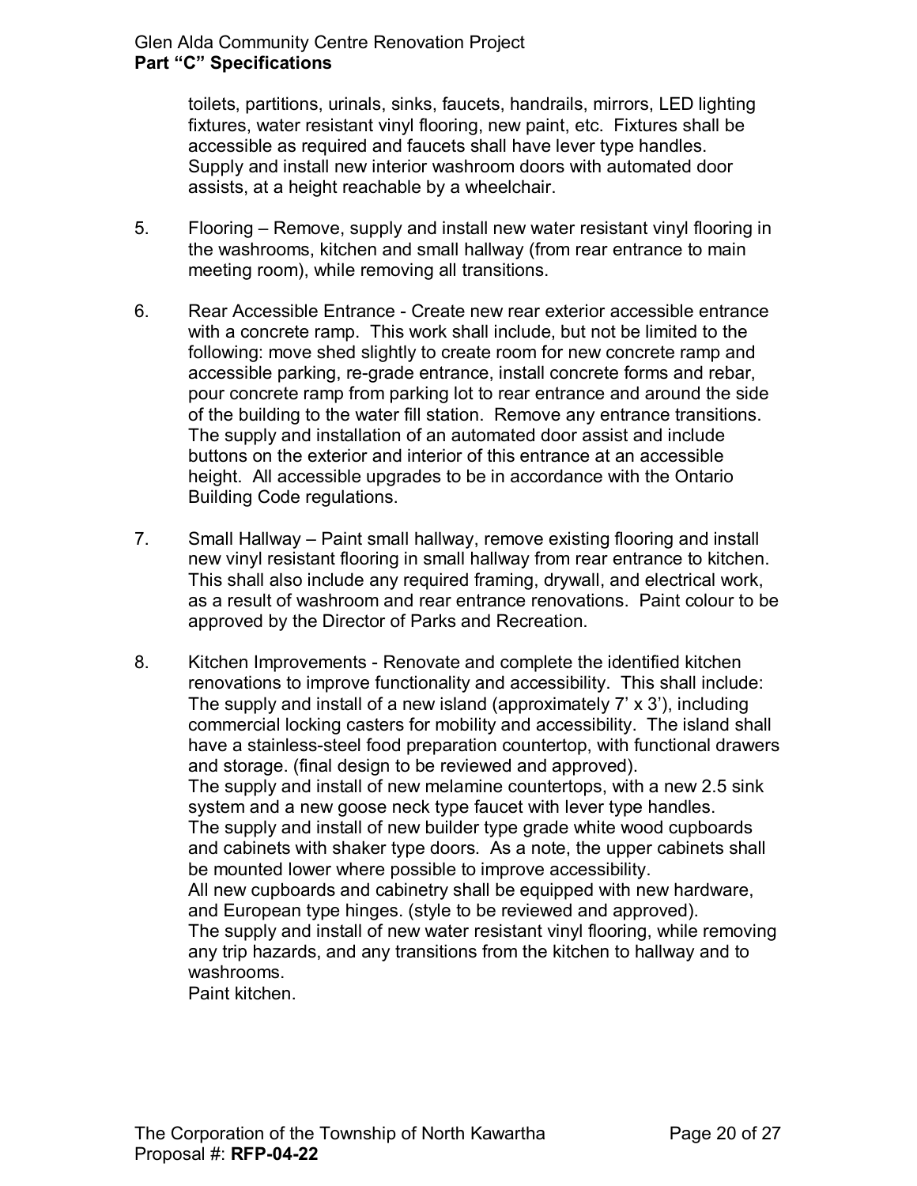toilets, partitions, urinals, sinks, faucets, handrails, mirrors, LED lighting fixtures, water resistant vinyl flooring, new paint, etc. Fixtures shall be accessible as required and faucets shall have lever type handles. Supply and install new interior washroom doors with automated door assists, at a height reachable by a wheelchair.

5. Flooring – Remove, supply and install new water resistant vinyl flooring in the washrooms, kitchen and small hallway (from rear entrance to main meeting room), while removing all transitions.

6. Rear Accessible Entrance - Create new rear exterior accessible entrance with a concrete ramp. This work shall include, but not be limited to the following: move shed slightly to create room for new concrete ramp and accessible parking, re-grade entrance, install concrete forms and rebar, pour concrete ramp from parking lot to rear entrance and around the side of the building to the water fill station. Remove any entrance transitions. The supply and installation of an automated door assist and include buttons on the exterior and interior of this entrance at an accessible height. All accessible upgrades to be in accordance with the Ontario Building Code regulations.

7. Small Hallway – Paint small hallway, remove existing flooring and install new vinyl resistant flooring in small hallway from rear entrance to kitchen. This shall also include any required framing, drywall, and electrical work, as a result of washroom and rear entrance renovations. Paint colour to be approved by the Director of Parks and Recreation.

8. Kitchen Improvements - Renovate and complete the identified kitchen renovations to improve functionality and accessibility. This shall include:
   The supply and install of a new island (approximately 7' x 3'), including commercial locking casters for mobility and accessibility. The island shall have a stainless-steel food preparation countertop, with functional drawers and storage. (final design to be reviewed and approved).
   The supply and install of new melamine countertops, with a new 2.5 sink system and a new goose neck type faucet with lever type handles.
   The supply and install of new builder type grade white wood cupboards and cabinets with shaker type doors. As a note, the upper cabinets shall be mounted lower where possible to improve accessibility.
   All new cupboards and cabinetry shall be equipped with new hardware, and European type hinges. (style to be reviewed and approved).
   The supply and install of new water resistant vinyl flooring, while removing any trip hazards, and any transitions from the kitchen to hallway and to washrooms.
   Paint kitchen.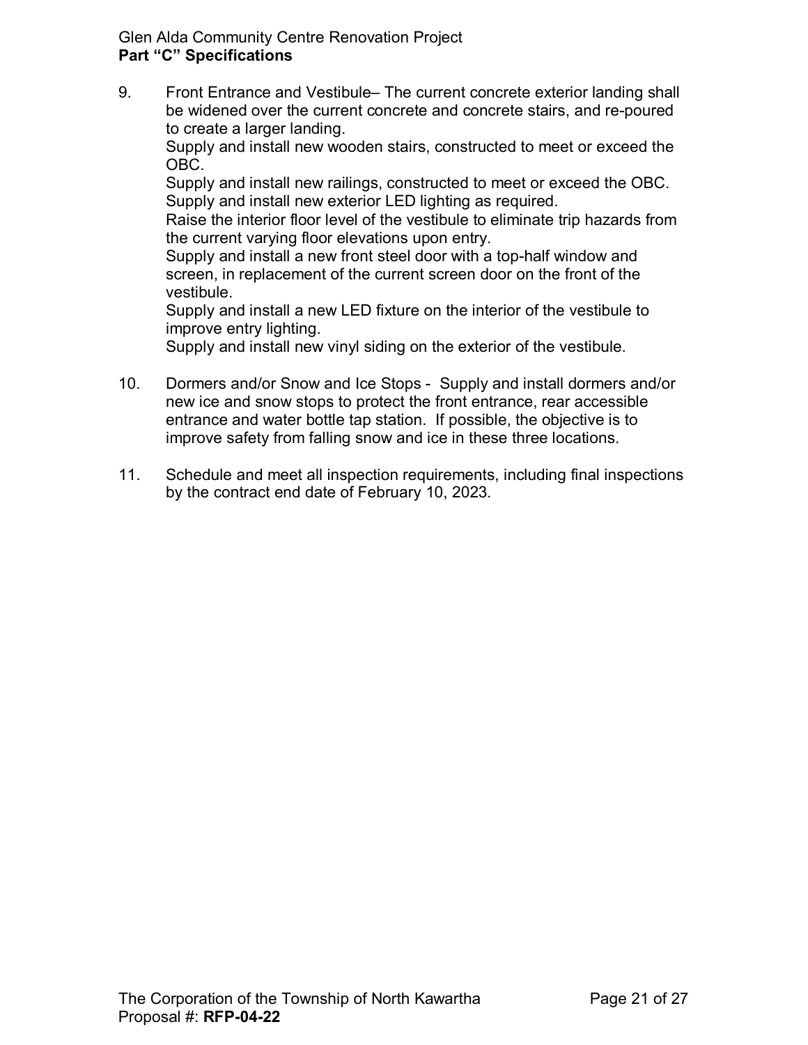9. Front Entrance and Vestibule– The current concrete exterior landing shall be widened over the current concrete and concrete stairs, and re-poured to create a larger landing.
   Supply and install new wooden stairs, constructed to meet or exceed the OBC.
   Supply and install new railings, constructed to meet or exceed the OBC.
   Supply and install new exterior LED lighting as required.
   Raise the interior floor level of the vestibule to eliminate trip hazards from the current varying floor elevations upon entry.
   Supply and install a new front steel door with a top-half window and screen, in replacement of the current screen door on the front of the vestibule.
   Supply and install a new LED fixture on the interior of the vestibule to improve entry lighting.
   Supply and install new vinyl siding on the exterior of the vestibule.

10. Dormers and/or Snow and Ice Stops - Supply and install dormers and/or new ice and snow stops to protect the front entrance, rear accessible entrance and water bottle tap station. If possible, the objective is to improve safety from falling snow and ice in these three locations.

11. Schedule and meet all inspection requirements, including final inspections by the contract end date of February 10, 2023.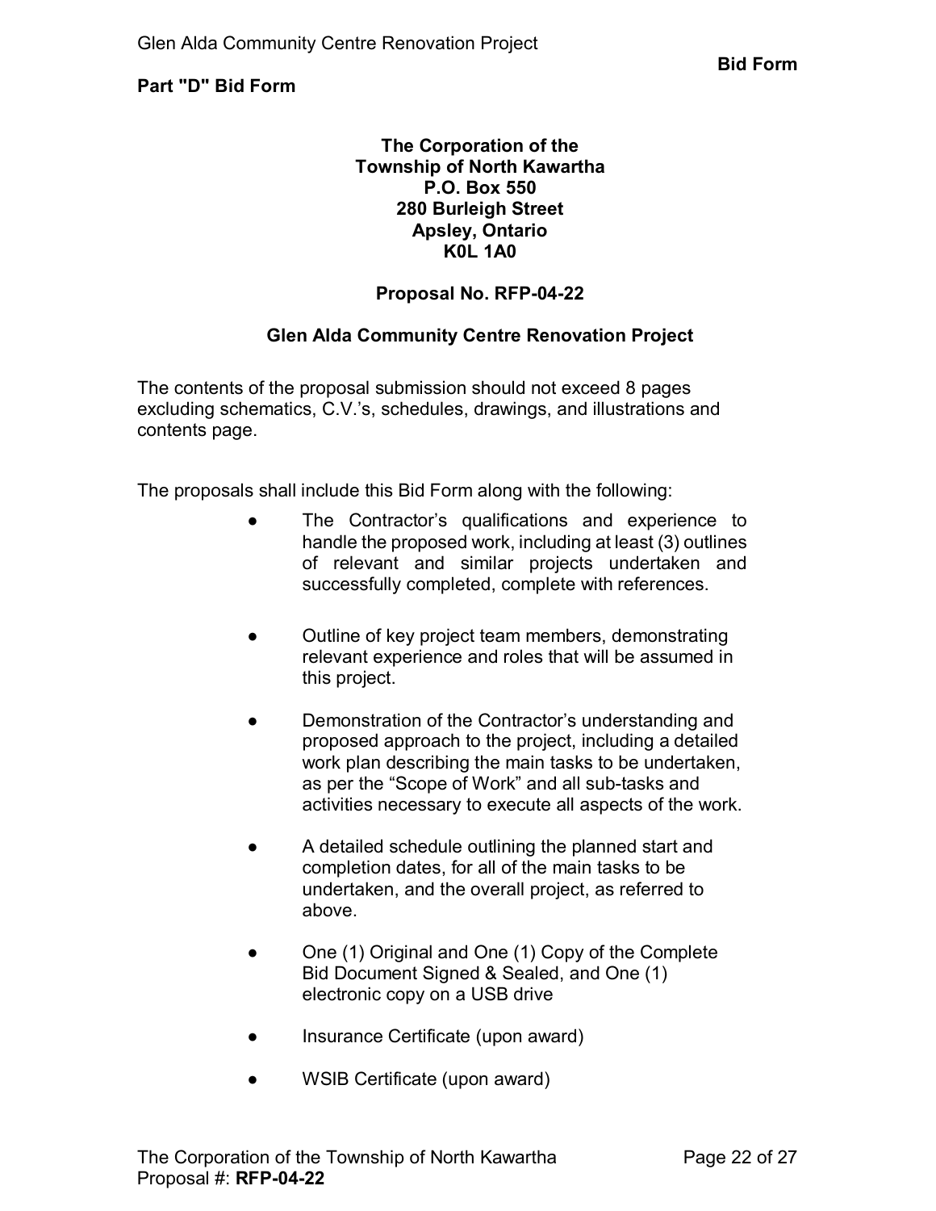## Part "D" Bid Form

**The Corporation of the**
**Township of North Kawartha**
**P.O. Box 550**
**280 Burleigh Street**
**Apsley, Ontario**
**K0L 1A0**

**Proposal No. RFP-04-22**

**Glen Alda Community Centre Renovation Project**

The contents of the proposal submission should not exceed 8 pages excluding schematics, C.V.'s, schedules, drawings, and illustrations and contents page.

The proposals shall include this Bid Form along with the following:

- The Contractor's qualifications and experience to handle the proposed work, including at least (3) outlines of relevant and similar projects undertaken and successfully completed, complete with references.
- Outline of key project team members, demonstrating relevant experience and roles that will be assumed in this project.
- Demonstration of the Contractor's understanding and proposed approach to the project, including a detailed work plan describing the main tasks to be undertaken, as per the "Scope of Work" and all sub-tasks and activities necessary to execute all aspects of the work.
- A detailed schedule outlining the planned start and completion dates, for all of the main tasks to be undertaken, and the overall project, as referred to above.
- One (1) Original and One (1) Copy of the Complete Bid Document Signed & Sealed, and One (1) electronic copy on a USB drive
- Insurance Certificate (upon award)
- WSIB Certificate (upon award)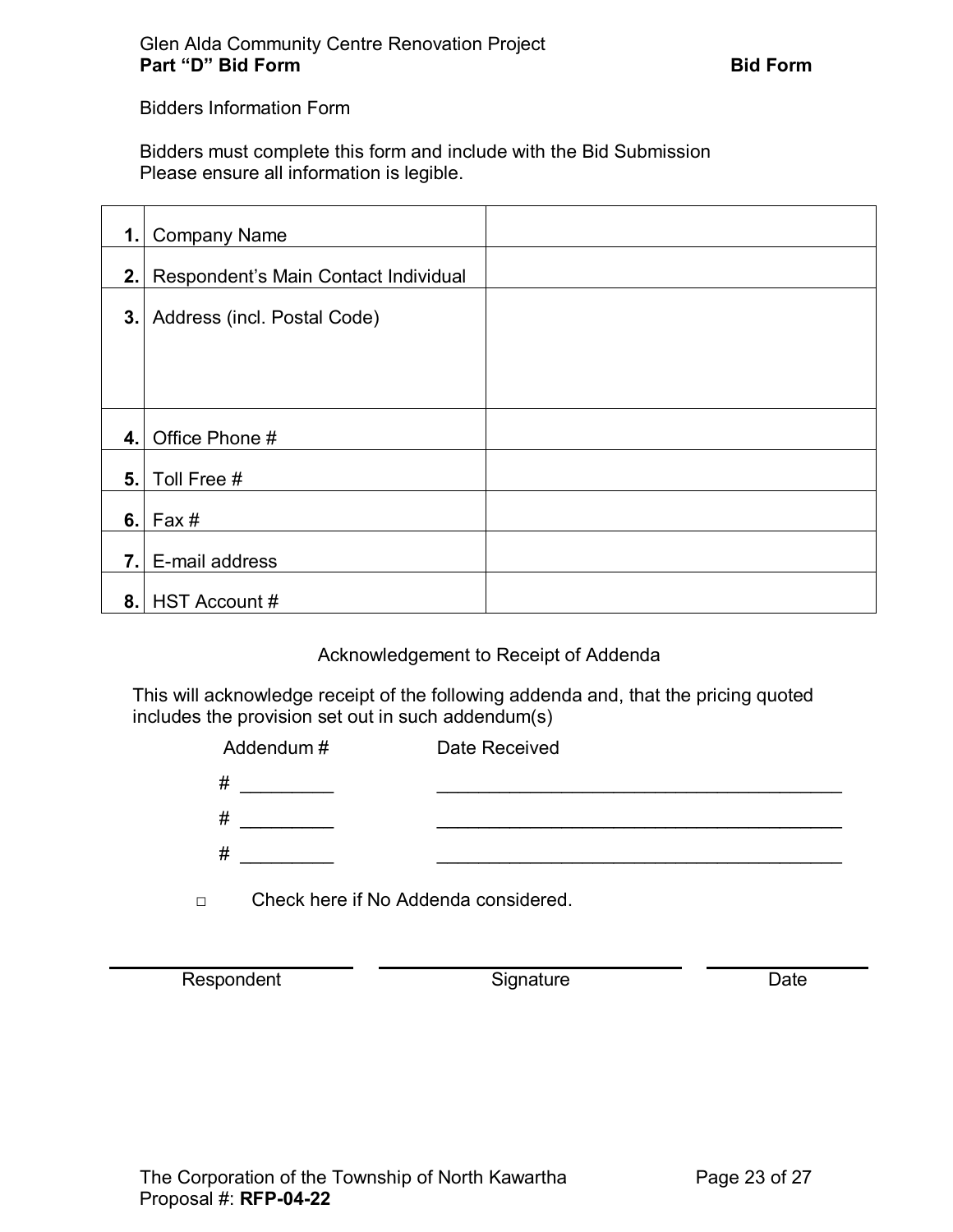Glen Alda Community Centre Renovation Project
**Part "D" Bid Form** **Bid Form**

Bidders Information Form

Bidders must complete this form and include with the Bid Submission
Please ensure all information is legible.

| | | |
|---|---|---|
| **1.** | Company Name | |
| **2.** | Respondent's Main Contact Individual | |
| **3.** | Address (incl. Postal Code) | |
| **4.** | Office Phone # | |
| **5.** | Toll Free # | |
| **6.** | Fax # | |
| **7.** | E-mail address | |
| **8.** | HST Account # | |

Acknowledgement to Receipt of Addenda

This will acknowledge receipt of the following addenda and, that the pricing quoted includes the provision set out in such addendum(s)

| Addendum # | Date Received |
|---|---|
| # _________ | ________________________________________ |
| # _________ | ________________________________________ |
| # _________ | ________________________________________ |

□ Check here if No Addenda considered.

| ________________________ | ______________________________ | ______________ |
|---|---|---|
| Respondent | Signature | Date |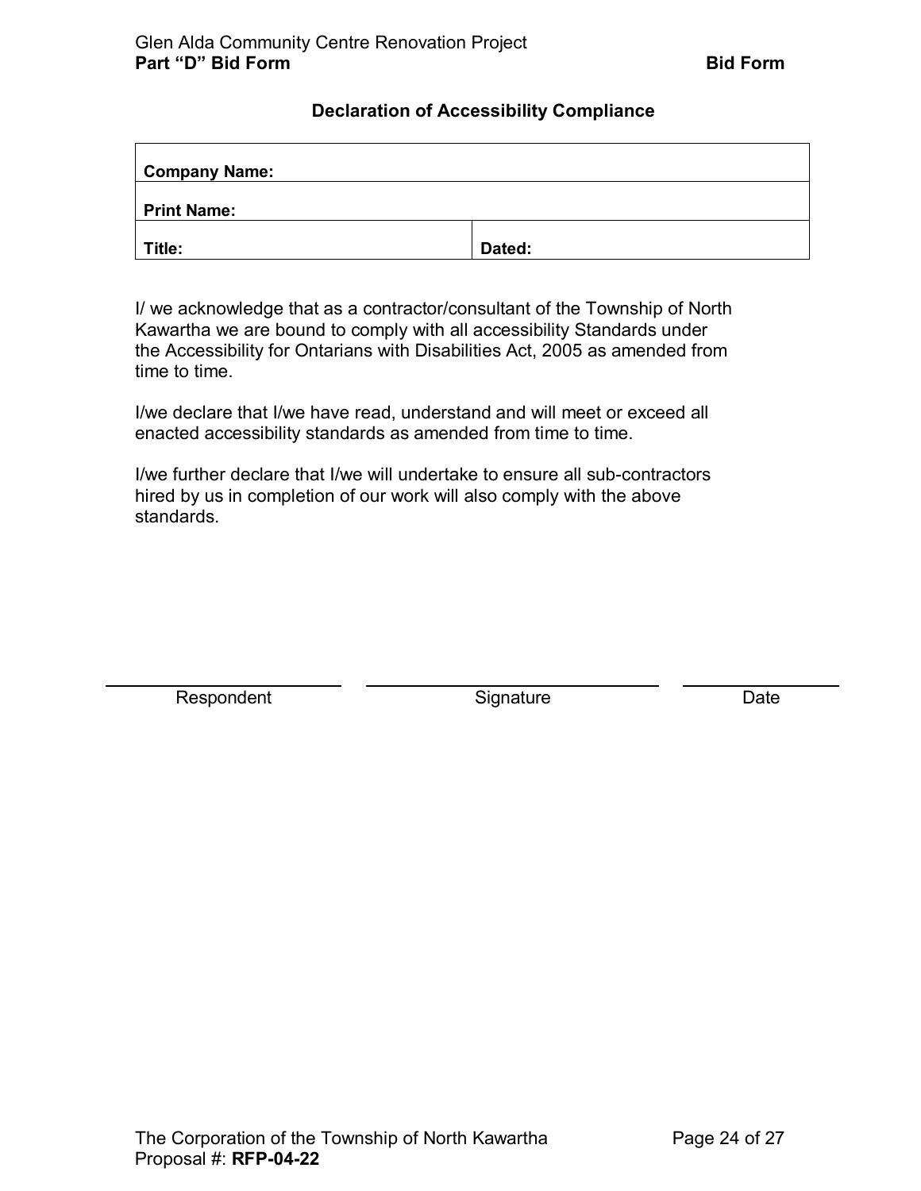## Declaration of Accessibility Compliance

| **Company Name:** | |
|---|---|
| **Print Name:** | |
| **Title:** | **Dated:** |

I/ we acknowledge that as a contractor/consultant of the Township of North Kawartha we are bound to comply with all accessibility Standards under the Accessibility for Ontarians with Disabilities Act, 2005 as amended from time to time.

I/we declare that I/we have read, understand and will meet or exceed all enacted accessibility standards as amended from time to time.

I/we further declare that I/we will undertake to ensure all sub-contractors hired by us in completion of our work will also comply with the above standards.

| ______________________ | ______________________ | ______________ |
|---|---|---|
| Respondent | Signature | Date |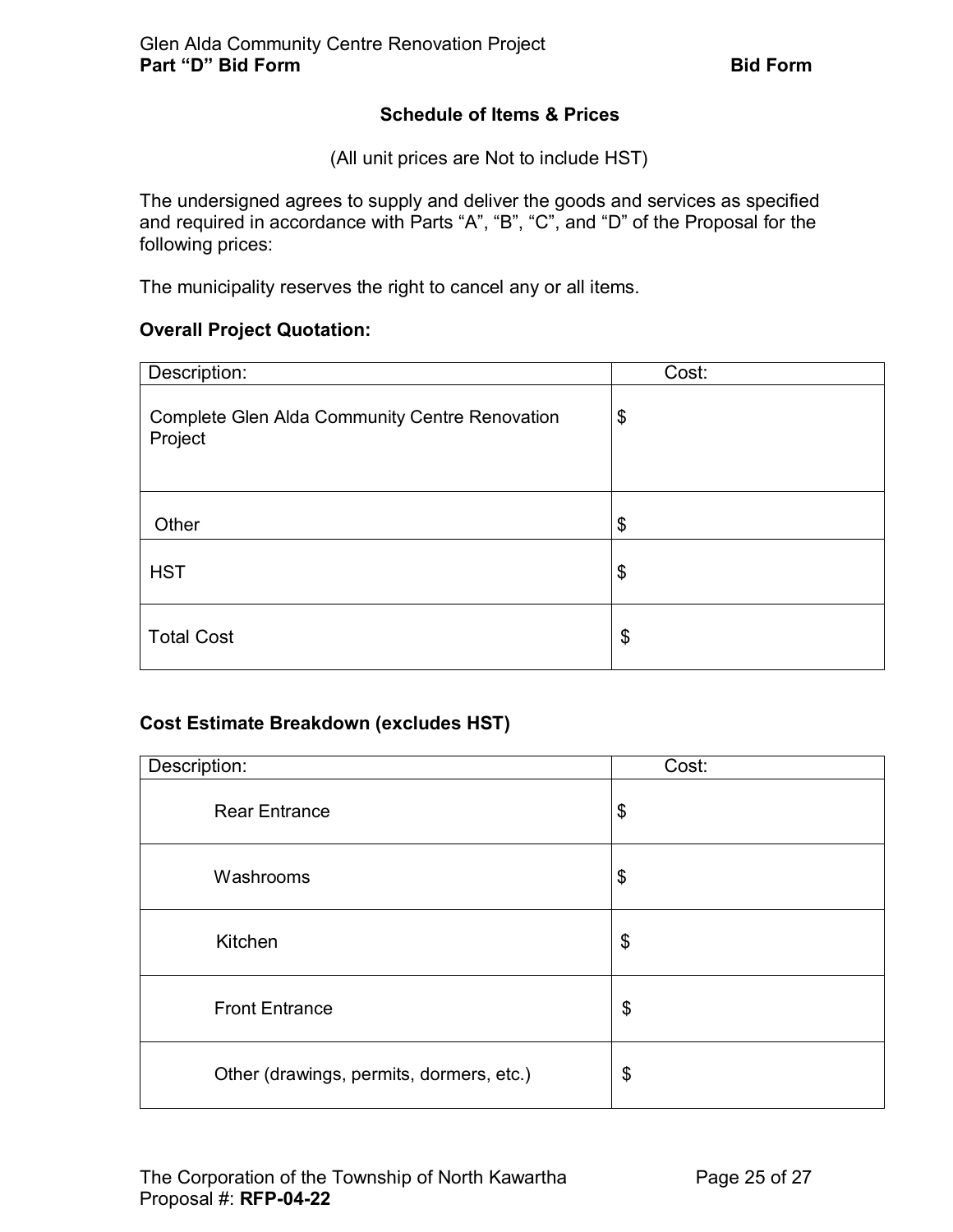## Schedule of Items & Prices

(All unit prices are Not to include HST)

The undersigned agrees to supply and deliver the goods and services as specified and required in accordance with Parts “A”, “B”, “C”, and “D” of the Proposal for the following prices:

The municipality reserves the right to cancel any or all items.

**Overall Project Quotation:**

| Description: | Cost: |
|---|---|
| Complete Glen Alda Community Centre Renovation Project | $ |
| Other | $ |
| HST | $ |
| Total Cost | $ |

**Cost Estimate Breakdown (excludes HST)**

| Description: | Cost: |
|---|---|
| Rear Entrance | $ |
| Washrooms | $ |
| Kitchen | $ |
| Front Entrance | $ |
| Other (drawings, permits, dormers, etc.) | $ |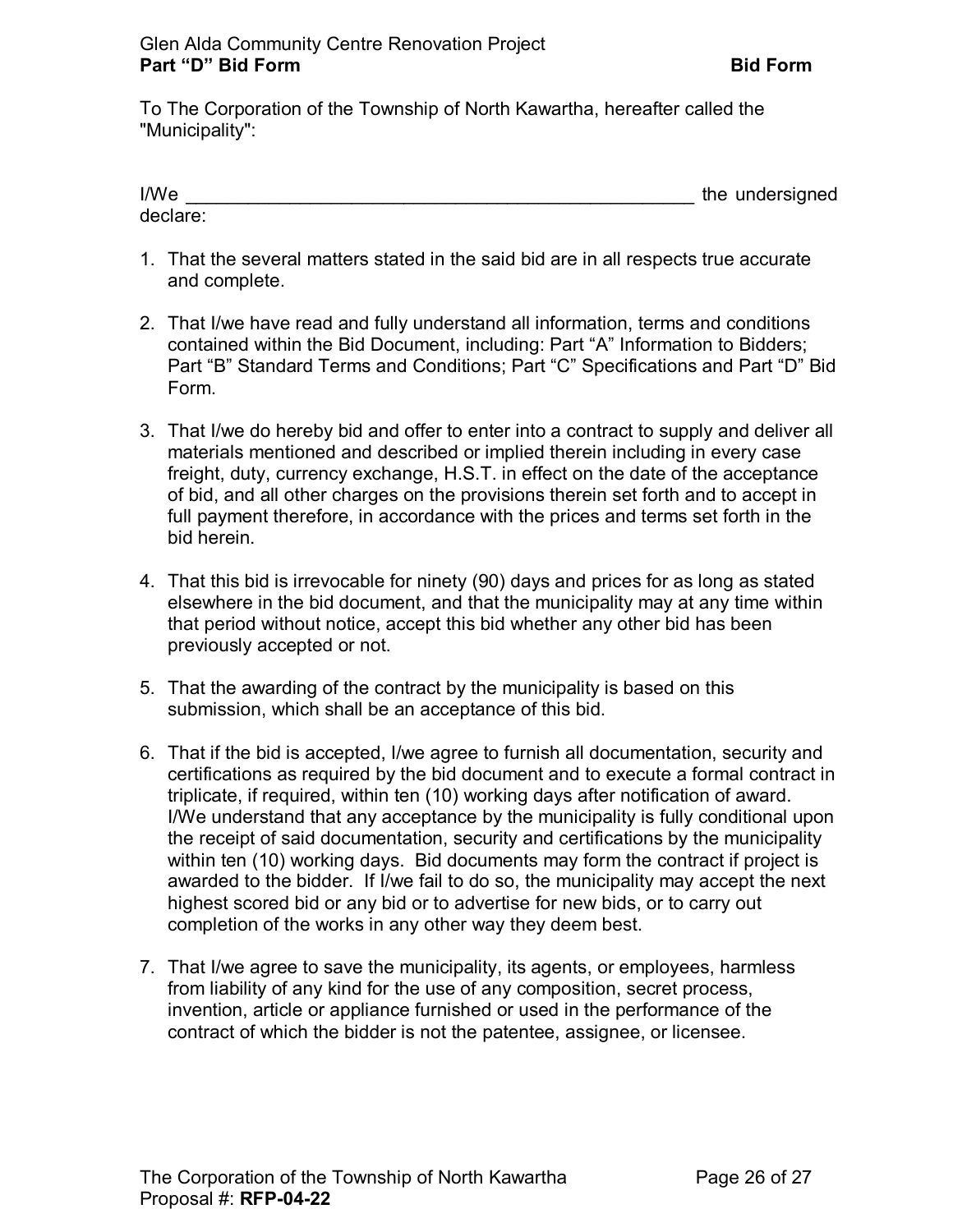## Part "D" Bid Form

To The Corporation of the Township of North Kawartha, hereafter called the "Municipality":

I/We ___________________________________________________ the undersigned declare:

1. That the several matters stated in the said bid are in all respects true accurate and complete.
2. That I/we have read and fully understand all information, terms and conditions contained within the Bid Document, including: Part "A" Information to Bidders; Part "B" Standard Terms and Conditions; Part "C" Specifications and Part "D" Bid Form.
3. That I/we do hereby bid and offer to enter into a contract to supply and deliver all materials mentioned and described or implied therein including in every case freight, duty, currency exchange, H.S.T. in effect on the date of the acceptance of bid, and all other charges on the provisions therein set forth and to accept in full payment therefore, in accordance with the prices and terms set forth in the bid herein.
4. That this bid is irrevocable for ninety (90) days and prices for as long as stated elsewhere in the bid document, and that the municipality may at any time within that period without notice, accept this bid whether any other bid has been previously accepted or not.
5. That the awarding of the contract by the municipality is based on this submission, which shall be an acceptance of this bid.
6. That if the bid is accepted, I/we agree to furnish all documentation, security and certifications as required by the bid document and to execute a formal contract in triplicate, if required, within ten (10) working days after notification of award. I/We understand that any acceptance by the municipality is fully conditional upon the receipt of said documentation, security and certifications by the municipality within ten (10) working days. Bid documents may form the contract if project is awarded to the bidder. If I/we fail to do so, the municipality may accept the next highest scored bid or any bid or to advertise for new bids, or to carry out completion of the works in any other way they deem best.
7. That I/we agree to save the municipality, its agents, or employees, harmless from liability of any kind for the use of any composition, secret process, invention, article or appliance furnished or used in the performance of the contract of which the bidder is not the patentee, assignee, or licensee.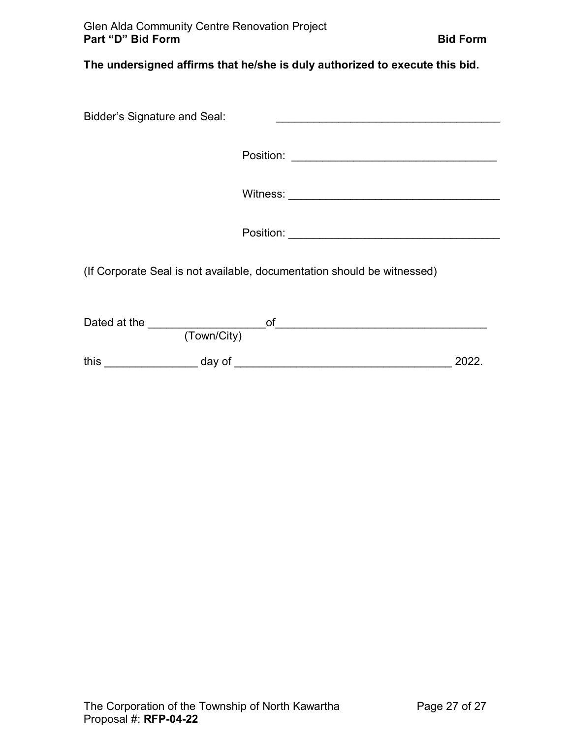**The undersigned affirms that he/she is duly authorized to execute this bid.**

Bidder's Signature and Seal: ____________________________________

Position: ________________________________

Witness: _________________________________

Position: _________________________________

(If Corporate Seal is not available, documentation should be witnessed)

Dated at the __________________of_________________________________
(Town/City)

this ______________ day of _________________________________ 2022.